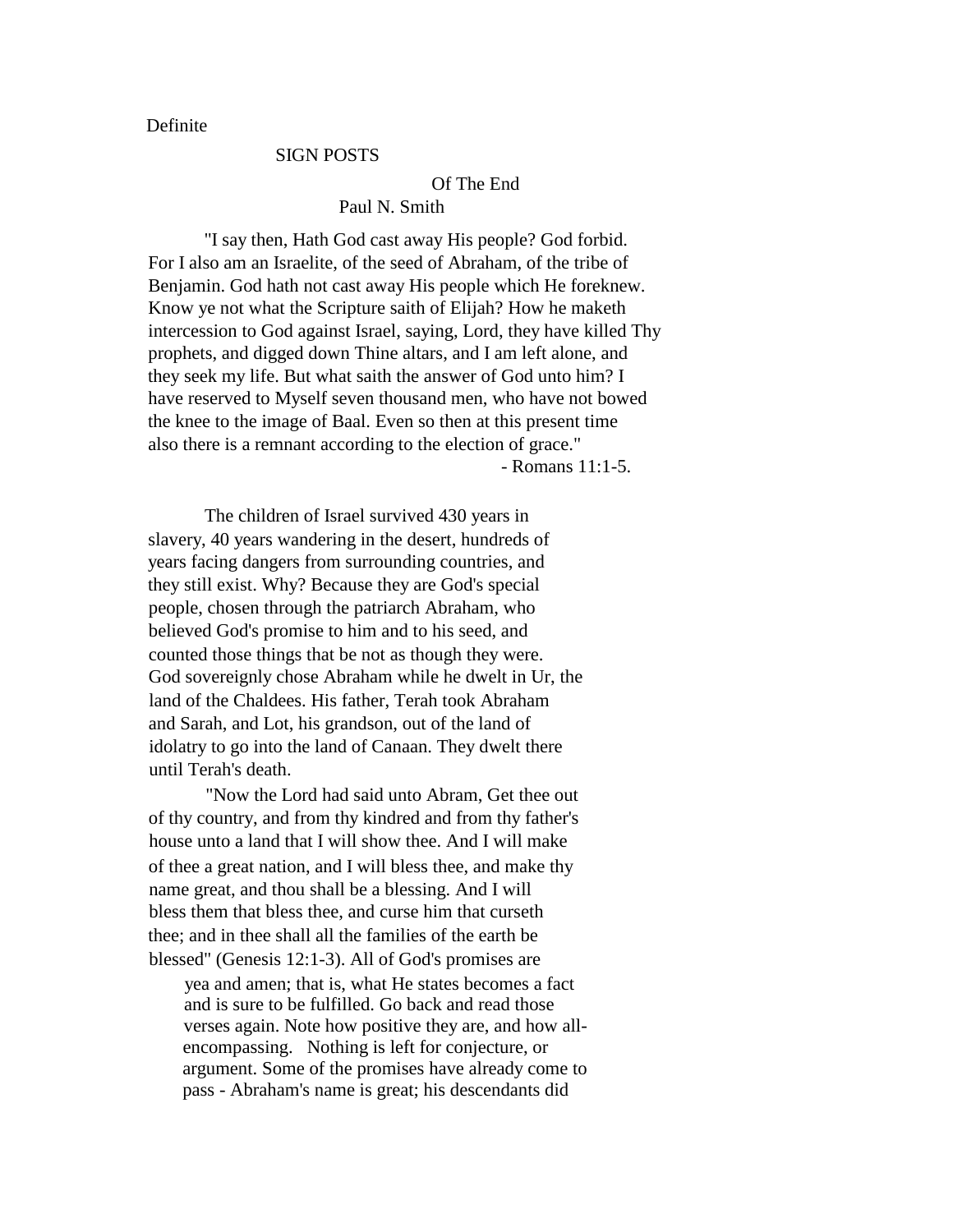# Definite

## SIGN POSTS

### Of The End

Paul N. Smith

"I say then, Hath God cast away His people? God forbid. For I also am an Israelite, of the seed of Abraham, of the tribe of Benjamin. God hath not cast away His people which He foreknew. Know ye not what the Scripture saith of Elijah? How he maketh intercession to God against Israel, saying, Lord, they have killed Thy prophets, and digged down Thine altars, and I am left alone, and they seek my life. But what saith the answer of God unto him? I have reserved to Myself seven thousand men, who have not bowed the knee to the image of Baal. Even so then at this present time also there is a remnant according to the election of grace."

- Romans 11:1-5.

The children of Israel survived 430 years in slavery, 40 years wandering in the desert, hundreds of years facing dangers from surrounding countries, and they still exist. Why? Because they are God's special people, chosen through the patriarch Abraham, who believed God's promise to him and to his seed, and counted those things that be not as though they were. God sovereignly chose Abraham while he dwelt in Ur, the land of the Chaldees. His father, Terah took Abraham and Sarah, and Lot, his grandson, out of the land of idolatry to go into the land of Canaan. They dwelt there until Terah's death.

"Now the Lord had said unto Abram, Get thee out of thy country, and from thy kindred and from thy father's house unto a land that I will show thee. And I will make of thee a great nation, and I will bless thee, and make thy name great, and thou shall be a blessing. And I will bless them that bless thee, and curse him that curseth thee; and in thee shall all the families of the earth be blessed" (Genesis 12:1-3). All of God's promises are yea and amen; that is, what He states becomes a fact and is sure to be fulfilled. Go back and read those verses again. Note how positive they are, and how all-encompassing. Nothing is left for conjecture, or argument. Some of the promises have already come to pass - Abraham's name is great; his descendants did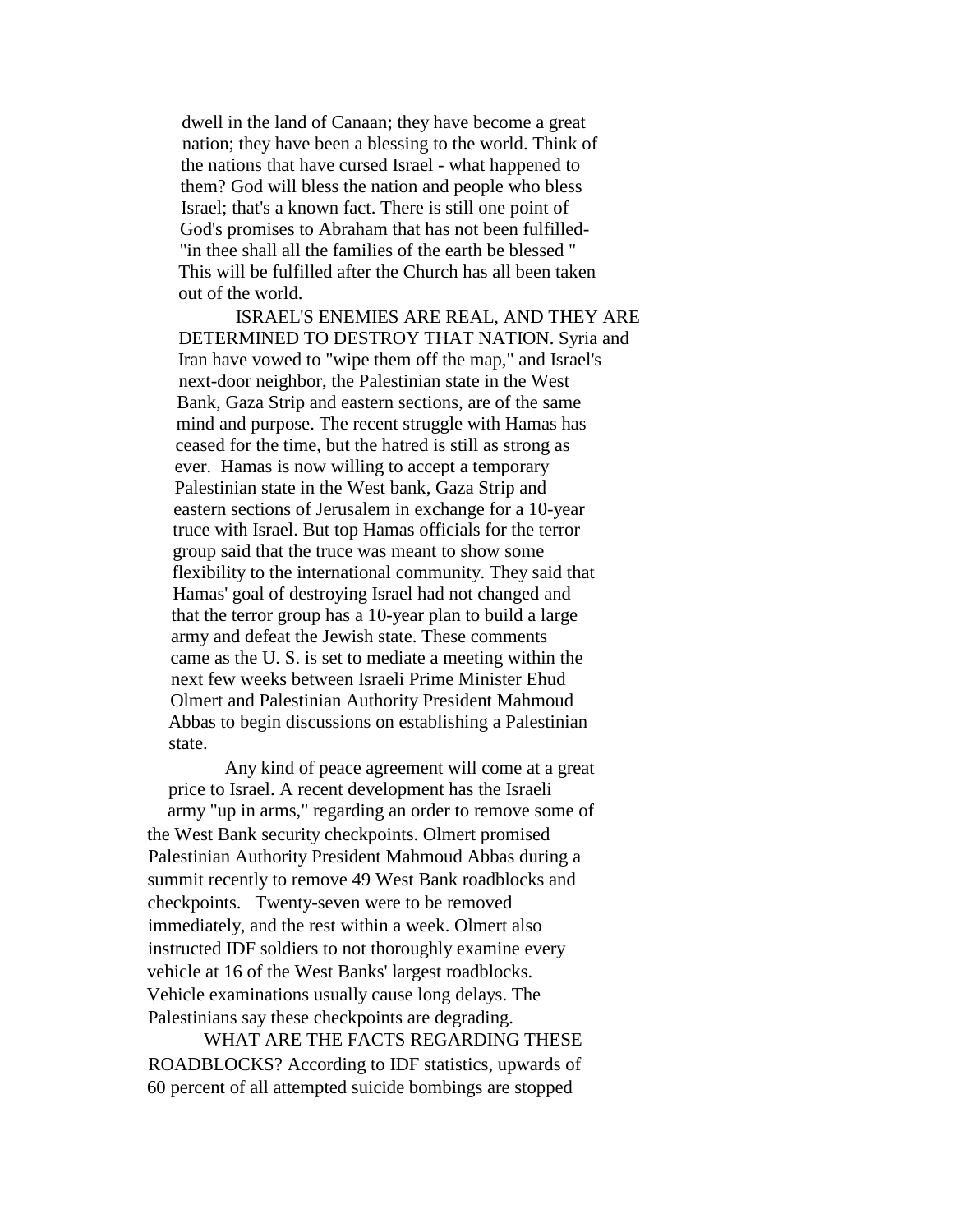dwell in the land of Canaan; they have become a great nation; they have been a blessing to the world. Think of the nations that have cursed Israel - what happened to them? God will bless the nation and people who bless Israel; that's a known fact. There is still one point of God's promises to Abraham that has not been fulfilled- "in thee shall all the families of the earth be blessed " This will be fulfilled after the Church has all been taken out of the world.

ISRAEL'S ENEMIES ARE REAL, AND THEY ARE DETERMINED TO DESTROY THAT NATION. Syria and Iran have vowed to "wipe them off the map," and Israel's next-door neighbor, the Palestinian state in the West Bank, Gaza Strip and eastern sections, are of the same mind and purpose. The recent struggle with Hamas has ceased for the time, but the hatred is still as strong as ever. Hamas is now willing to accept a temporary Palestinian state in the West bank, Gaza Strip and eastern sections of Jerusalem in exchange for a 10-year truce with Israel. But top Hamas officials for the terror group said that the truce was meant to show some flexibility to the international community. They said that Hamas' goal of destroying Israel had not changed and that the terror group has a 10-year plan to build a large army and defeat the Jewish state. These comments came as the U. S. is set to mediate a meeting within the next few weeks between Israeli Prime Minister Ehud Olmert and Palestinian Authority President Mahmoud Abbas to begin discussions on establishing a Palestinian state.

Any kind of peace agreement will come at a great price to Israel. A recent development has the Israeli army "up in arms," regarding an order to remove some of the West Bank security checkpoints. Olmert promised Palestinian Authority President Mahmoud Abbas during a summit recently to remove 49 West Bank roadblocks and checkpoints. Twenty-seven were to be removed immediately, and the rest within a week. Olmert also instructed IDF soldiers to not thoroughly examine every vehicle at 16 of the West Banks' largest roadblocks. Vehicle examinations usually cause long delays. The Palestinians say these checkpoints are degrading.

WHAT ARE THE FACTS REGARDING THESE ROADBLOCKS? According to IDF statistics, upwards of 60 percent of all attempted suicide bombings are stopped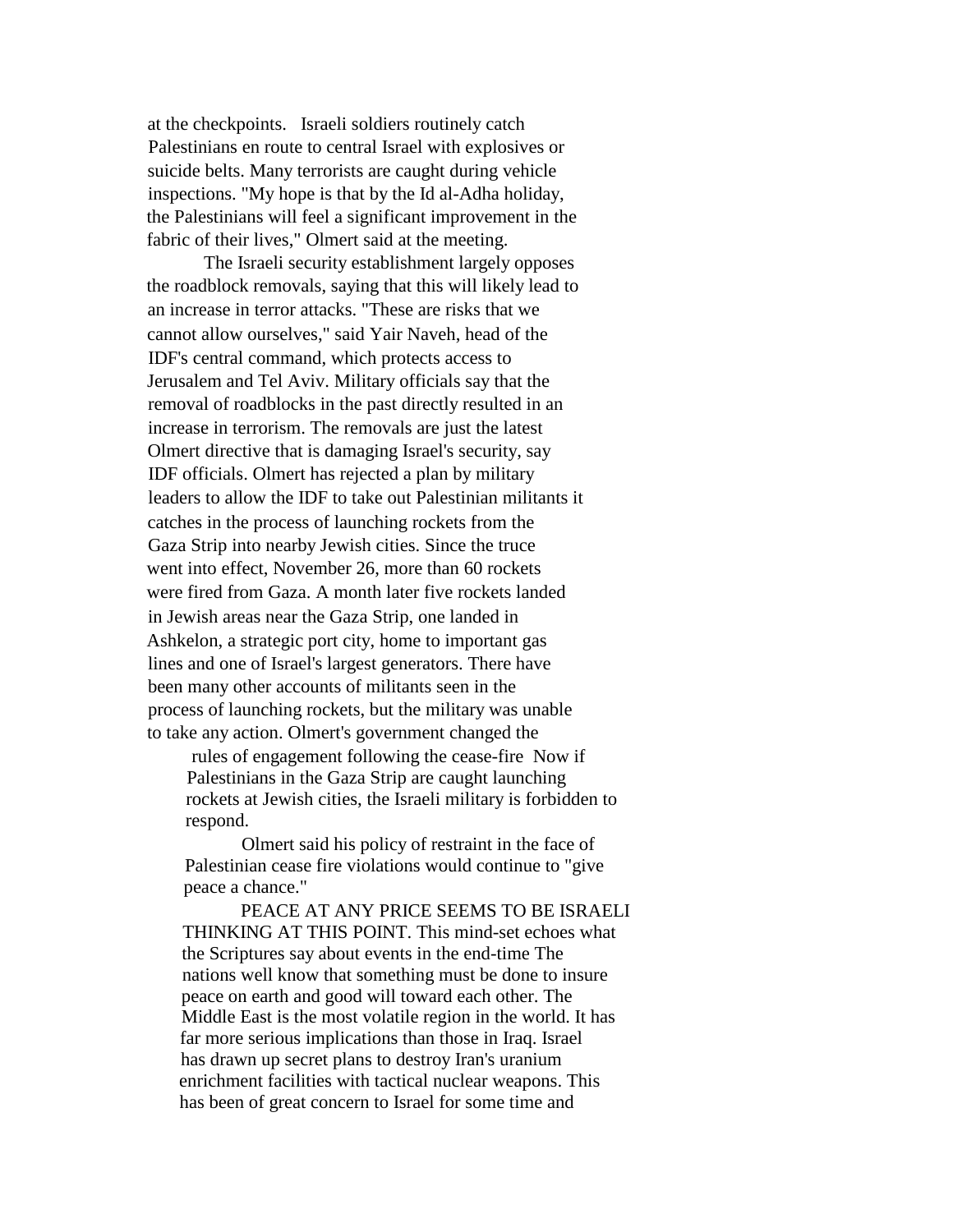at the checkpoints. Israeli soldiers routinely catch Palestinians en route to central Israel with explosives or suicide belts. Many terrorists are caught during vehicle inspections. "My hope is that by the Id al-Adha holiday, the Palestinians will feel a significant improvement in the fabric of their lives," Olmert said at the meeting.

The Israeli security establishment largely opposes the roadblock removals, saying that this will likely lead to an increase in terror attacks. "These are risks that we cannot allow ourselves," said Yair Naveh, head of the IDF's central command, which protects access to Jerusalem and Tel Aviv. Military officials say that the removal of roadblocks in the past directly resulted in an increase in terrorism. The removals are just the latest Olmert directive that is damaging Israel's security, say IDF officials. Olmert has rejected a plan by military leaders to allow the IDF to take out Palestinian militants it catches in the process of launching rockets from the Gaza Strip into nearby Jewish cities. Since the truce went into effect, November 26, more than 60 rockets were fired from Gaza. A month later five rockets landed in Jewish areas near the Gaza Strip, one landed in Ashkelon, a strategic port city, home to important gas lines and one of Israel's largest generators. There have been many other accounts of militants seen in the process of launching rockets, but the military was unable to take any action. Olmert's government changed the rules of engagement following the cease-fire Now if Palestinians in the Gaza Strip are caught launching rockets at Jewish cities, the Israeli military is forbidden to respond.

Olmert said his policy of restraint in the face of Palestinian cease fire violations would continue to "give peace a chance."

PEACE AT ANY PRICE SEEMS TO BE ISRAELI THINKING AT THIS POINT. This mind-set echoes what the Scriptures say about events in the end-time The nations well know that something must be done to insure peace on earth and good will toward each other. The Middle East is the most volatile region in the world. It has far more serious implications than those in Iraq. Israel has drawn up secret plans to destroy Iran's uranium enrichment facilities with tactical nuclear weapons. This has been of great concern to Israel for some time and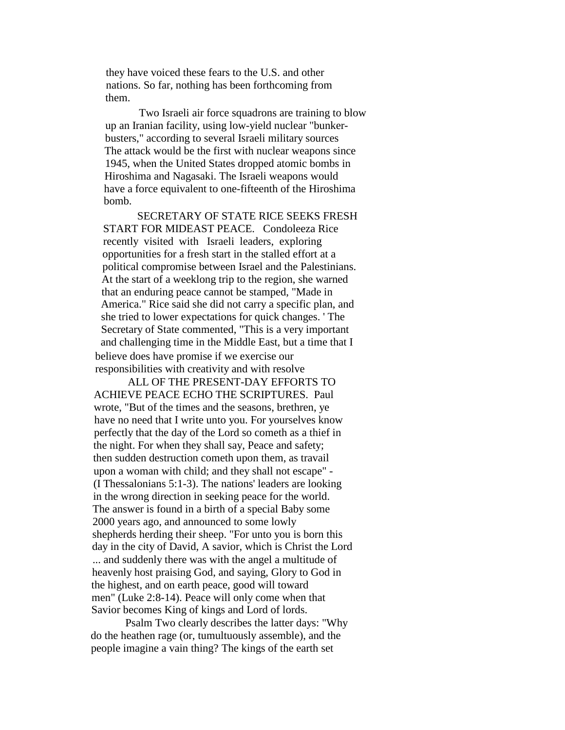they have voiced these fears to the U.S. and other nations. So far, nothing has been forthcoming from them.

Two Israeli air force squadrons are training to blow up an Iranian facility, using low-yield nuclear "bunker-busters," according to several Israeli military sources The attack would be the first with nuclear weapons since 1945, when the United States dropped atomic bombs in Hiroshima and Nagasaki. The Israeli weapons would have a force equivalent to one-fifteenth of the Hiroshima bomb.

SECRETARY OF STATE RICE SEEKS FRESH START FOR MIDEAST PEACE. Condoleeza Rice recently visited with Israeli leaders, exploring opportunities for a fresh start in the stalled effort at a political compromise between Israel and the Palestinians. At the start of a weeklong trip to the region, she warned that an enduring peace cannot be stamped, "Made in America." Rice said she did not carry a specific plan, and she tried to lower expectations for quick changes. ' The Secretary of State commented, "This is a very important and challenging time in the Middle East, but a time that I believe does have promise if we exercise our responsibilities with creativity and with resolve

ALL OF THE PRESENT-DAY EFFORTS TO ACHIEVE PEACE ECHO THE SCRIPTURES. Paul wrote, "But of the times and the seasons, brethren, ye have no need that I write unto you. For yourselves know perfectly that the day of the Lord so cometh as a thief in the night. For when they shall say, Peace and safety; then sudden destruction cometh upon them, as travail upon a woman with child; and they shall not escape" - (I Thessalonians 5:1-3). The nations' leaders are looking in the wrong direction in seeking peace for the world. The answer is found in a birth of a special Baby some 2000 years ago, and announced to some lowly shepherds herding their sheep. "For unto you is born this day in the city of David, A savior, which is Christ the Lord ... and suddenly there was with the angel a multitude of heavenly host praising God, and saying, Glory to God in the highest, and on earth peace, good will toward men" (Luke 2:8-14). Peace will only come when that Savior becomes King of kings and Lord of lords.

Psalm Two clearly describes the latter days: "Why do the heathen rage (or, tumultuously assemble), and the people imagine a vain thing? The kings of the earth set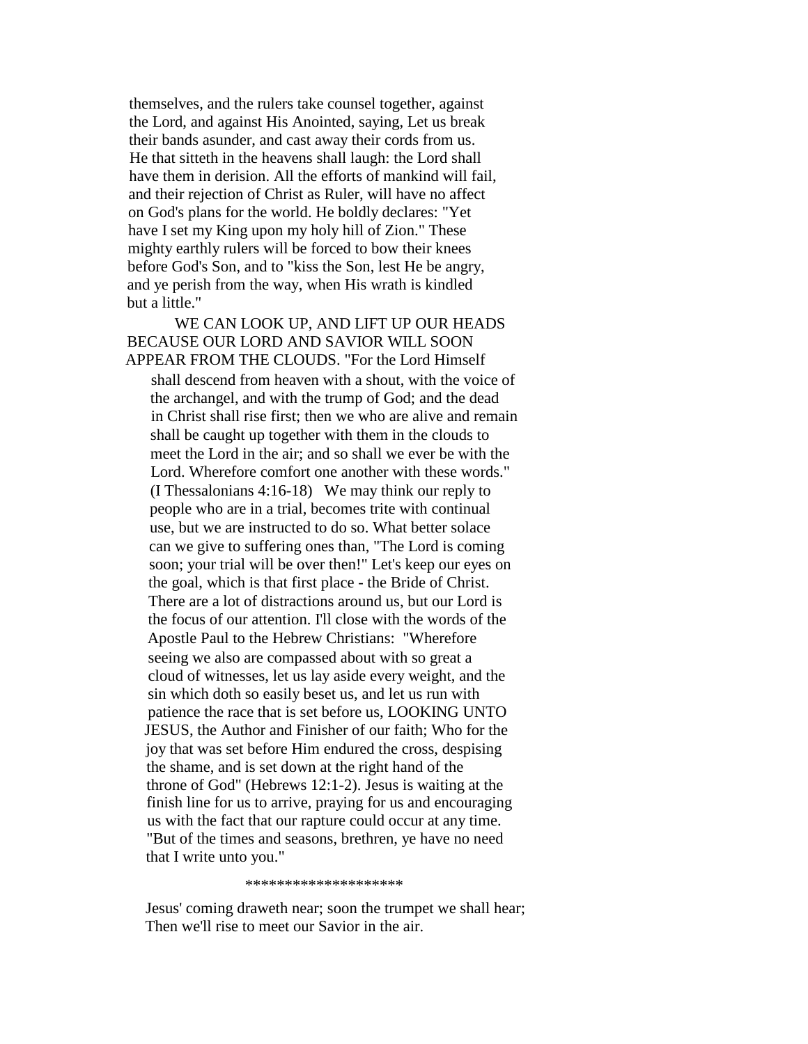themselves, and the rulers take counsel together, against the Lord, and against His Anointed, saying, Let us break their bands asunder, and cast away their cords from us. He that sitteth in the heavens shall laugh: the Lord shall have them in derision. All the efforts of mankind will fail, and their rejection of Christ as Ruler, will have no affect on God's plans for the world. He boldly declares: "Yet have I set my King upon my holy hill of Zion." These mighty earthly rulers will be forced to bow their knees before God's Son, and to "kiss the Son, lest He be angry, and ye perish from the way, when His wrath is kindled but a little."

WE CAN LOOK UP, AND LIFT UP OUR HEADS BECAUSE OUR LORD AND SAVIOR WILL SOON APPEAR FROM THE CLOUDS. "For the Lord Himself shall descend from heaven with a shout, with the voice of the archangel, and with the trump of God; and the dead in Christ shall rise first; then we who are alive and remain shall be caught up together with them in the clouds to meet the Lord in the air; and so shall we ever be with the Lord. Wherefore comfort one another with these words." (I Thessalonians 4:16-18) We may think our reply to people who are in a trial, becomes trite with continual use, but we are instructed to do so. What better solace can we give to suffering ones than, "The Lord is coming soon; your trial will be over then!" Let's keep our eyes on the goal, which is that first place - the Bride of Christ. There are a lot of distractions around us, but our Lord is the focus of our attention. I'll close with the words of the Apostle Paul to the Hebrew Christians: "Wherefore seeing we also are compassed about with so great a cloud of witnesses, let us lay aside every weight, and the sin which doth so easily beset us, and let us run with patience the race that is set before us, LOOKING UNTO JESUS, the Author and Finisher of our faith; Who for the joy that was set before Him endured the cross, despising the shame, and is set down at the right hand of the throne of God" (Hebrews 12:1-2). Jesus is waiting at the finish line for us to arrive, praying for us and encouraging us with the fact that our rapture could occur at any time. "But of the times and seasons, brethren, ye have no need that I write unto you."

********************

Jesus' coming draweth near; soon the trumpet we shall hear;
Then we'll rise to meet our Savior in the air.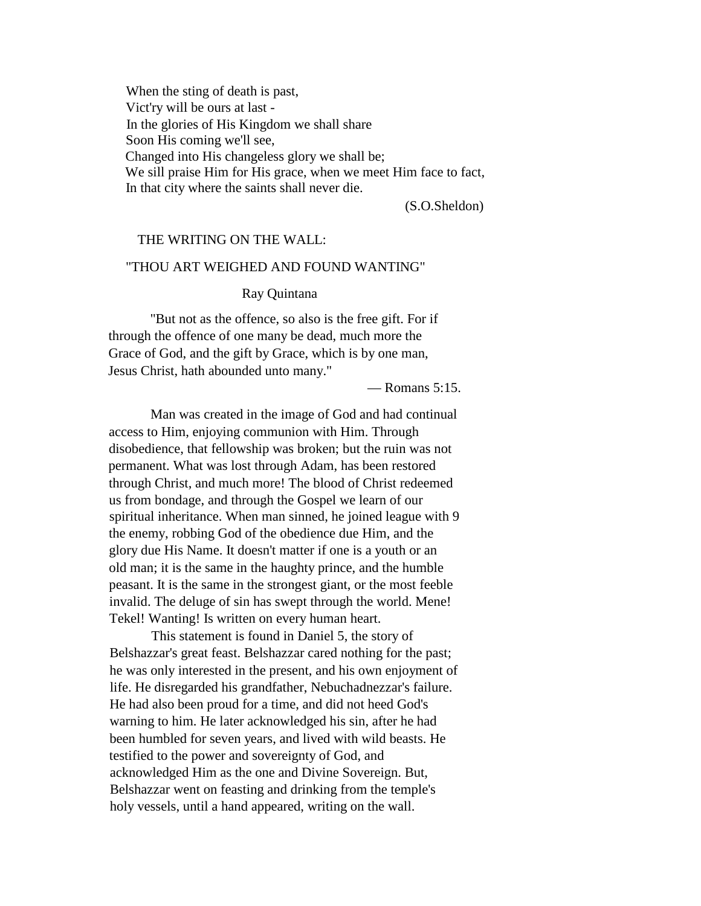When the sting of death is past,  
Vict'ry will be ours at last -  
In the glories of His Kingdom we shall share  
Soon His coming we'll see,  
Changed into His changeless glory we shall be;  
We sill praise Him for His grace, when we meet Him face to fact,  
In that city where the saints shall never die.

(S.O.Sheldon)

## THE WRITING ON THE WALL:

## "THOU ART WEIGHED AND FOUND WANTING"

Ray Quintana

"But not as the offence, so also is the free gift. For if through the offence of one many be dead, much more the Grace of God, and the gift by Grace, which is by one man, Jesus Christ, hath abounded unto many."

— Romans 5:15.

Man was created in the image of God and had continual access to Him, enjoying communion with Him. Through disobedience, that fellowship was broken; but the ruin was not permanent. What was lost through Adam, has been restored through Christ, and much more! The blood of Christ redeemed us from bondage, and through the Gospel we learn of our spiritual inheritance. When man sinned, he joined league with 9 the enemy, robbing God of the obedience due Him, and the glory due His Name. It doesn't matter if one is a youth or an old man; it is the same in the haughty prince, and the humble peasant. It is the same in the strongest giant, or the most feeble invalid. The deluge of sin has swept through the world. Mene! Tekel! Wanting! Is written on every human heart.

This statement is found in Daniel 5, the story of Belshazzar's great feast. Belshazzar cared nothing for the past; he was only interested in the present, and his own enjoyment of life. He disregarded his grandfather, Nebuchadnezzar's failure. He had also been proud for a time, and did not heed God's warning to him. He later acknowledged his sin, after he had been humbled for seven years, and lived with wild beasts. He testified to the power and sovereignty of God, and acknowledged Him as the one and Divine Sovereign. But, Belshazzar went on feasting and drinking from the temple's holy vessels, until a hand appeared, writing on the wall.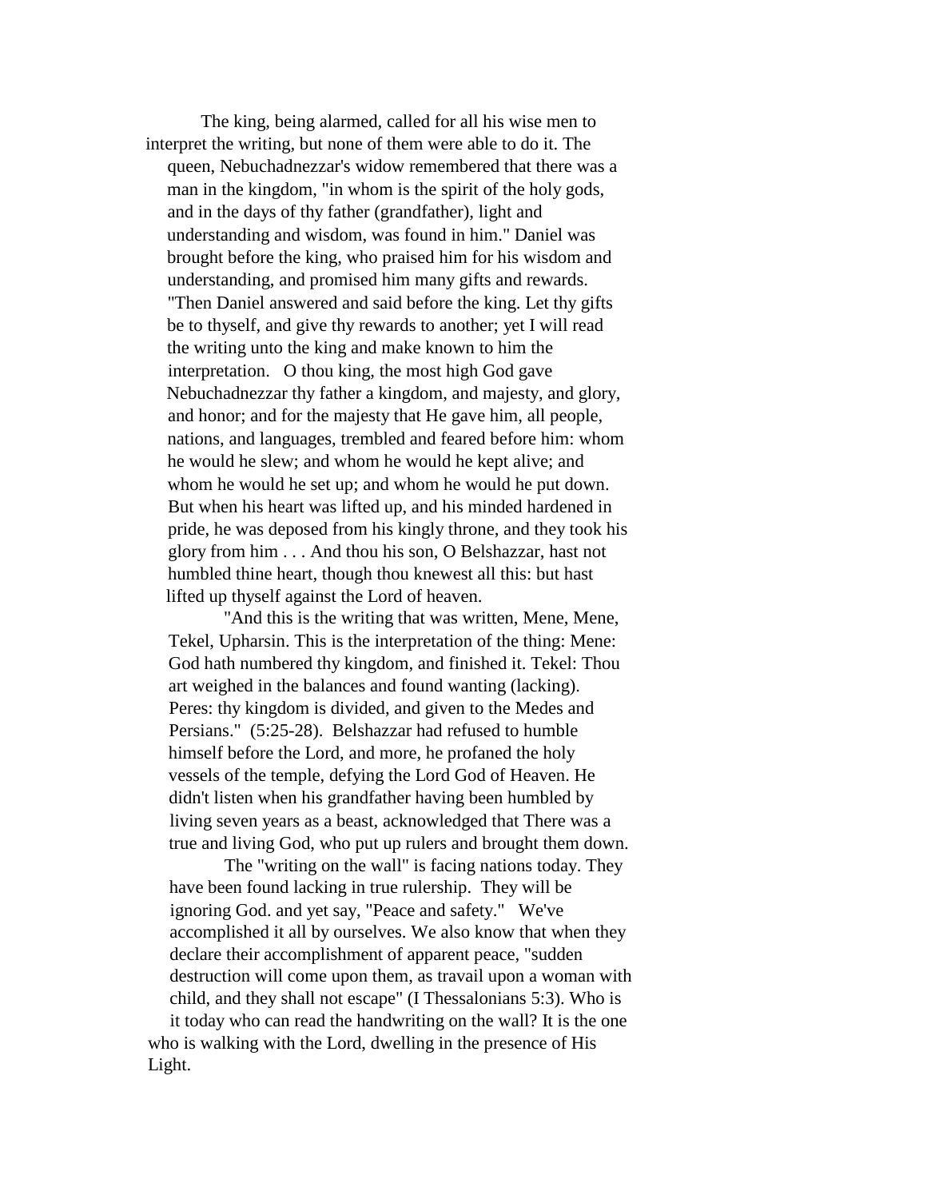The king, being alarmed, called for all his wise men to interpret the writing, but none of them were able to do it. The queen, Nebuchadnezzar's widow remembered that there was a man in the kingdom, "in whom is the spirit of the holy gods, and in the days of thy father (grandfather), light and understanding and wisdom, was found in him." Daniel was brought before the king, who praised him for his wisdom and understanding, and promised him many gifts and rewards. "Then Daniel answered and said before the king. Let thy gifts be to thyself, and give thy rewards to another; yet I will read the writing unto the king and make known to him the interpretation. O thou king, the most high God gave Nebuchadnezzar thy father a kingdom, and majesty, and glory, and honor; and for the majesty that He gave him, all people, nations, and languages, trembled and feared before him: whom he would he slew; and whom he would he kept alive; and whom he would he set up; and whom he would he put down. But when his heart was lifted up, and his minded hardened in pride, he was deposed from his kingly throne, and they took his glory from him . . . And thou his son, O Belshazzar, hast not humbled thine heart, though thou knewest all this: but hast lifted up thyself against the Lord of heaven.

"And this is the writing that was written, Mene, Mene, Tekel, Upharsin. This is the interpretation of the thing: Mene: God hath numbered thy kingdom, and finished it. Tekel: Thou art weighed in the balances and found wanting (lacking). Peres: thy kingdom is divided, and given to the Medes and Persians." (5:25-28). Belshazzar had refused to humble himself before the Lord, and more, he profaned the holy vessels of the temple, defying the Lord God of Heaven. He didn't listen when his grandfather having been humbled by living seven years as a beast, acknowledged that There was a true and living God, who put up rulers and brought them down.

The "writing on the wall" is facing nations today. They have been found lacking in true rulership. They will be ignoring God. and yet say, "Peace and safety." We've accomplished it all by ourselves. We also know that when they declare their accomplishment of apparent peace, "sudden destruction will come upon them, as travail upon a woman with child, and they shall not escape" (I Thessalonians 5:3). Who is it today who can read the handwriting on the wall? It is the one who is walking with the Lord, dwelling in the presence of His Light.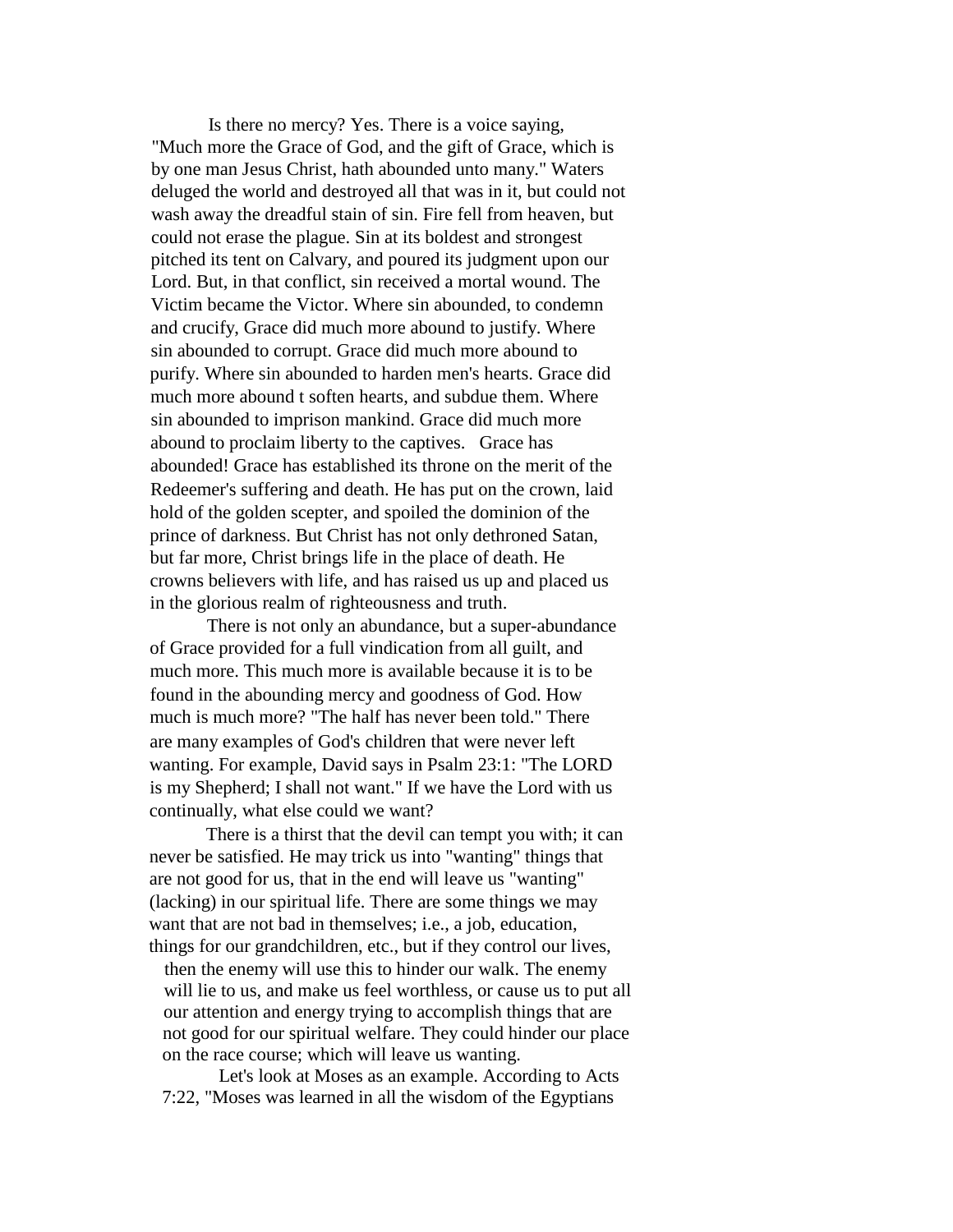Is there no mercy? Yes. There is a voice saying, "Much more the Grace of God, and the gift of Grace, which is by one man Jesus Christ, hath abounded unto many." Waters deluged the world and destroyed all that was in it, but could not wash away the dreadful stain of sin. Fire fell from heaven, but could not erase the plague. Sin at its boldest and strongest pitched its tent on Calvary, and poured its judgment upon our Lord. But, in that conflict, sin received a mortal wound. The Victim became the Victor. Where sin abounded, to condemn and crucify, Grace did much more abound to justify. Where sin abounded to corrupt. Grace did much more abound to purify. Where sin abounded to harden men's hearts. Grace did much more abound t soften hearts, and subdue them. Where sin abounded to imprison mankind. Grace did much more abound to proclaim liberty to the captives. Grace has abounded! Grace has established its throne on the merit of the Redeemer's suffering and death. He has put on the crown, laid hold of the golden scepter, and spoiled the dominion of the prince of darkness. But Christ has not only dethroned Satan, but far more, Christ brings life in the place of death. He crowns believers with life, and has raised us up and placed us in the glorious realm of righteousness and truth.

There is not only an abundance, but a super-abundance of Grace provided for a full vindication from all guilt, and much more. This much more is available because it is to be found in the abounding mercy and goodness of God. How much is much more? "The half has never been told." There are many examples of God's children that were never left wanting. For example, David says in Psalm 23:1: "The LORD is my Shepherd; I shall not want." If we have the Lord with us continually, what else could we want?

There is a thirst that the devil can tempt you with; it can never be satisfied. He may trick us into "wanting" things that are not good for us, that in the end will leave us "wanting" (lacking) in our spiritual life. There are some things we may want that are not bad in themselves; i.e., a job, education, things for our grandchildren, etc., but if they control our lives, then the enemy will use this to hinder our walk. The enemy will lie to us, and make us feel worthless, or cause us to put all our attention and energy trying to accomplish things that are not good for our spiritual welfare. They could hinder our place on the race course; which will leave us wanting.

Let's look at Moses as an example. According to Acts 7:22, "Moses was learned in all the wisdom of the Egyptians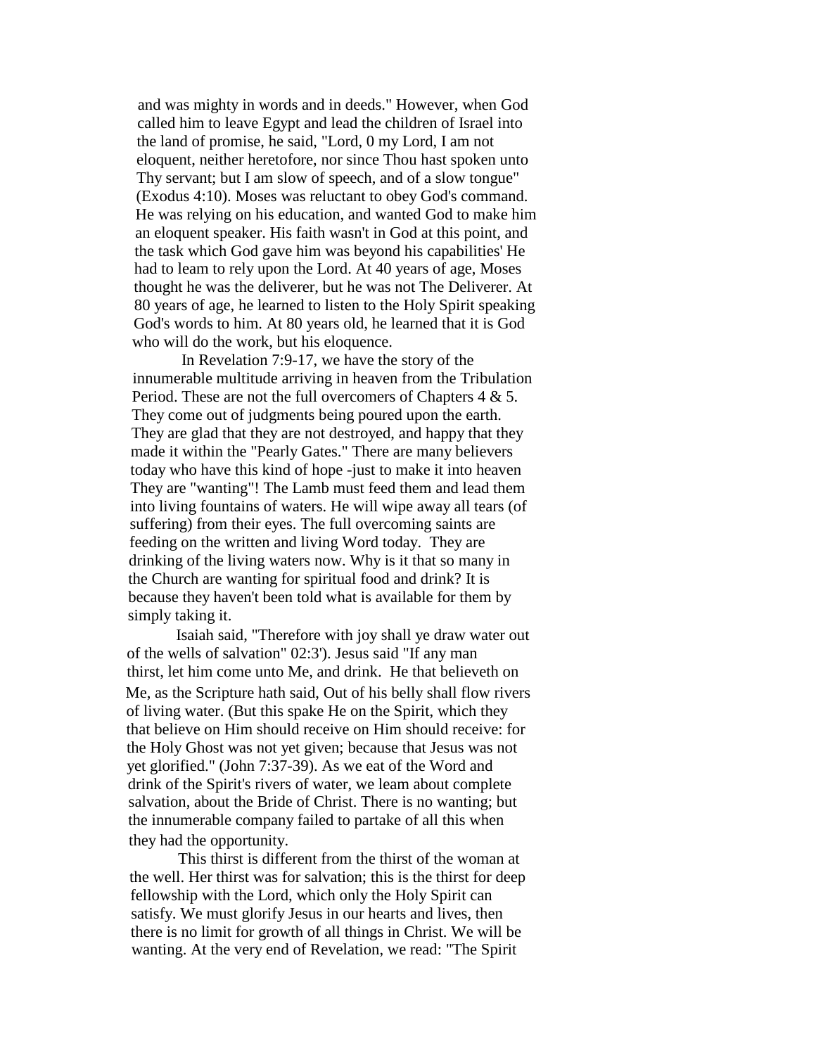and was mighty in words and in deeds." However, when God called him to leave Egypt and lead the children of Israel into the land of promise, he said, "Lord, 0 my Lord, I am not eloquent, neither heretofore, nor since Thou hast spoken unto Thy servant; but I am slow of speech, and of a slow tongue" (Exodus 4:10). Moses was reluctant to obey God's command. He was relying on his education, and wanted God to make him an eloquent speaker. His faith wasn't in God at this point, and the task which God gave him was beyond his capabilities' He had to leam to rely upon the Lord. At 40 years of age, Moses thought he was the deliverer, but he was not The Deliverer. At 80 years of age, he learned to listen to the Holy Spirit speaking God's words to him. At 80 years old, he learned that it is God who will do the work, but his eloquence.

In Revelation 7:9-17, we have the story of the innumerable multitude arriving in heaven from the Tribulation Period. These are not the full overcomers of Chapters 4 & 5. They come out of judgments being poured upon the earth. They are glad that they are not destroyed, and happy that they made it within the "Pearly Gates." There are many believers today who have this kind of hope -just to make it into heaven They are "wanting"! The Lamb must feed them and lead them into living fountains of waters. He will wipe away all tears (of suffering) from their eyes. The full overcoming saints are feeding on the written and living Word today. They are drinking of the living waters now. Why is it that so many in the Church are wanting for spiritual food and drink? It is because they haven't been told what is available for them by simply taking it.

Isaiah said, "Therefore with joy shall ye draw water out of the wells of salvation" 02:3'). Jesus said "If any man thirst, let him come unto Me, and drink. He that believeth on Me, as the Scripture hath said, Out of his belly shall flow rivers of living water. (But this spake He on the Spirit, which they that believe on Him should receive on Him should receive: for the Holy Ghost was not yet given; because that Jesus was not yet glorified." (John 7:37-39). As we eat of the Word and drink of the Spirit's rivers of water, we leam about complete salvation, about the Bride of Christ. There is no wanting; but the innumerable company failed to partake of all this when they had the opportunity.

This thirst is different from the thirst of the woman at the well. Her thirst was for salvation; this is the thirst for deep fellowship with the Lord, which only the Holy Spirit can satisfy. We must glorify Jesus in our hearts and lives, then there is no limit for growth of all things in Christ. We will be wanting. At the very end of Revelation, we read: "The Spirit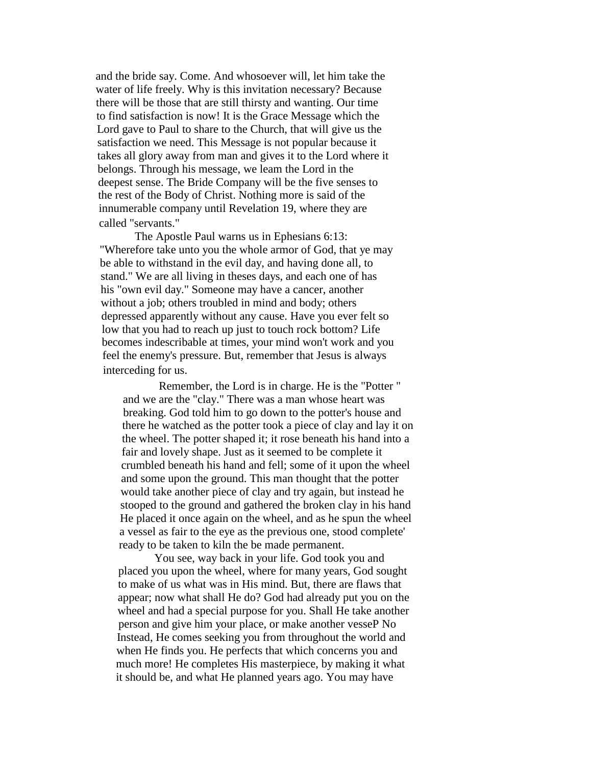and the bride say. Come. And whosoever will, let him take the water of life freely. Why is this invitation necessary? Because there will be those that are still thirsty and wanting. Our time to find satisfaction is now! It is the Grace Message which the Lord gave to Paul to share to the Church, that will give us the satisfaction we need. This Message is not popular because it takes all glory away from man and gives it to the Lord where it belongs. Through his message, we leam the Lord in the deepest sense. The Bride Company will be the five senses to the rest of the Body of Christ. Nothing more is said of the innumerable company until Revelation 19, where they are called "servants."

The Apostle Paul warns us in Ephesians 6:13: "Wherefore take unto you the whole armor of God, that ye may be able to withstand in the evil day, and having done all, to stand." We are all living in theses days, and each one of has his "own evil day." Someone may have a cancer, another without a job; others troubled in mind and body; others depressed apparently without any cause. Have you ever felt so low that you had to reach up just to touch rock bottom? Life becomes indescribable at times, your mind won't work and you feel the enemy's pressure. But, remember that Jesus is always interceding for us.

Remember, the Lord is in charge. He is the "Potter " and we are the "clay." There was a man whose heart was breaking. God told him to go down to the potter's house and there he watched as the potter took a piece of clay and lay it on the wheel. The potter shaped it; it rose beneath his hand into a fair and lovely shape. Just as it seemed to be complete it crumbled beneath his hand and fell; some of it upon the wheel and some upon the ground. This man thought that the potter would take another piece of clay and try again, but instead he stooped to the ground and gathered the broken clay in his hand He placed it once again on the wheel, and as he spun the wheel a vessel as fair to the eye as the previous one, stood complete' ready to be taken to kiln the be made permanent.

You see, way back in your life. God took you and placed you upon the wheel, where for many years, God sought to make of us what was in His mind. But, there are flaws that appear; now what shall He do? God had already put you on the wheel and had a special purpose for you. Shall He take another person and give him your place, or make another vesseP No Instead, He comes seeking you from throughout the world and when He finds you. He perfects that which concerns you and much more! He completes His masterpiece, by making it what it should be, and what He planned years ago. You may have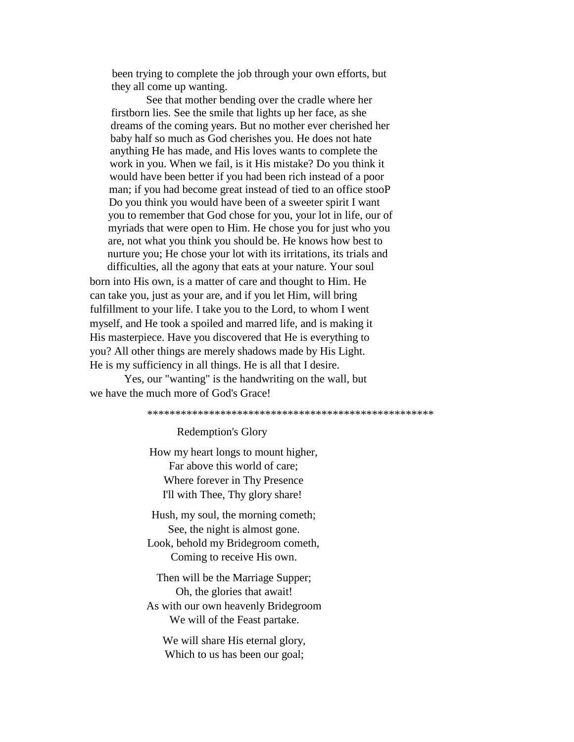been trying to complete the job through your own efforts, but they all come up wanting.

See that mother bending over the cradle where her firstborn lies. See the smile that lights up her face, as she dreams of the coming years. But no mother ever cherished her baby half so much as God cherishes you. He does not hate anything He has made, and His loves wants to complete the work in you. When we fail, is it His mistake? Do you think it would have been better if you had been rich instead of a poor man; if you had become great instead of tied to an office stooP Do you think you would have been of a sweeter spirit I want you to remember that God chose for you, your lot in life, our of myriads that were open to Him. He chose you for just who you are, not what you think you should be. He knows how best to nurture you; He chose your lot with its irritations, its trials and difficulties, all the agony that eats at your nature. Your soul born into His own, is a matter of care and thought to Him. He can take you, just as your are, and if you let Him, will bring fulfillment to your life. I take you to the Lord, to whom I went myself, and He took a spoiled and marred life, and is making it His masterpiece. Have you discovered that He is everything to you? All other things are merely shadows made by His Light. He is my sufficiency in all things. He is all that I desire.

Yes, our "wanting" is the handwriting on the wall, but we have the much more of God's Grace!

****************************************************

Redemption's Glory

How my heart longs to mount higher,
Far above this world of care;
Where forever in Thy Presence
I'll with Thee, Thy glory share!

Hush, my soul, the morning cometh;
See, the night is almost gone.
Look, behold my Bridegroom cometh,
Coming to receive His own.

Then will be the Marriage Supper;
Oh, the glories that await!
As with our own heavenly Bridegroom
We will of the Feast partake.

We will share His eternal glory,
Which to us has been our goal;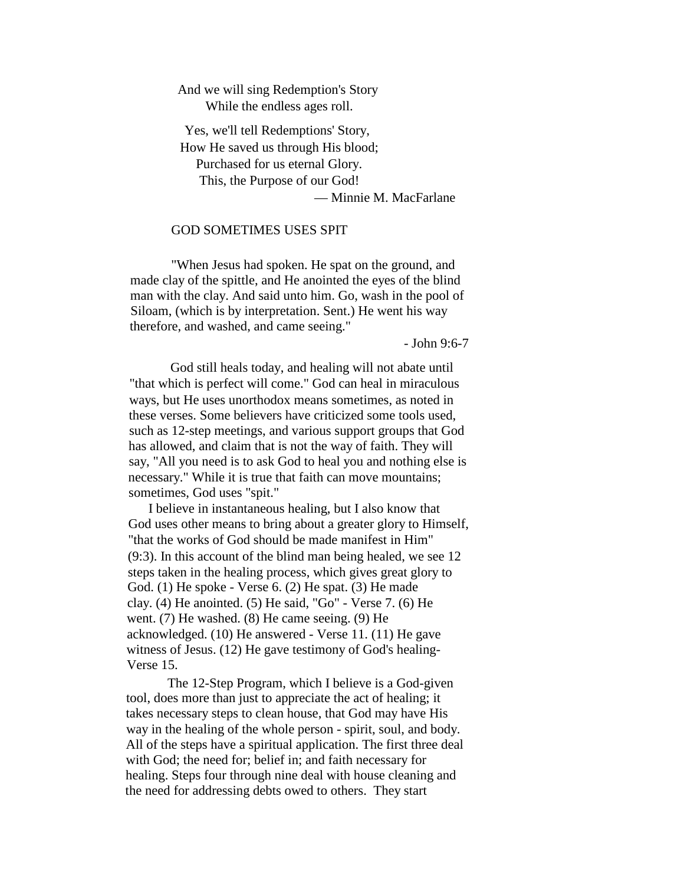And we will sing Redemption's Story  
While the endless ages roll.

Yes, we'll tell Redemptions' Story,  
How He saved us through His blood;  
Purchased for us eternal Glory.  
This, the Purpose of our God!  
— Minnie M. MacFarlane

## GOD SOMETIMES USES SPIT

"When Jesus had spoken. He spat on the ground, and made clay of the spittle, and He anointed the eyes of the blind man with the clay. And said unto him. Go, wash in the pool of Siloam, (which is by interpretation. Sent.) He went his way therefore, and washed, and came seeing."

- John 9:6-7

God still heals today, and healing will not abate until "that which is perfect will come." God can heal in miraculous ways, but He uses unorthodox means sometimes, as noted in these verses. Some believers have criticized some tools used, such as 12-step meetings, and various support groups that God has allowed, and claim that is not the way of faith. They will say, "All you need is to ask God to heal you and nothing else is necessary." While it is true that faith can move mountains; sometimes, God uses "spit."

I believe in instantaneous healing, but I also know that God uses other means to bring about a greater glory to Himself, "that the works of God should be made manifest in Him" (9:3). In this account of the blind man being healed, we see 12 steps taken in the healing process, which gives great glory to God. (1) He spoke - Verse 6. (2) He spat. (3) He made clay. (4) He anointed. (5) He said, "Go" - Verse 7. (6) He went. (7) He washed. (8) He came seeing. (9) He acknowledged. (10) He answered - Verse 11. (11) He gave witness of Jesus. (12) He gave testimony of God's healing- Verse 15.

The 12-Step Program, which I believe is a God-given tool, does more than just to appreciate the act of healing; it takes necessary steps to clean house, that God may have His way in the healing of the whole person - spirit, soul, and body. All of the steps have a spiritual application. The first three deal with God; the need for; belief in; and faith necessary for healing. Steps four through nine deal with house cleaning and the need for addressing debts owed to others. They start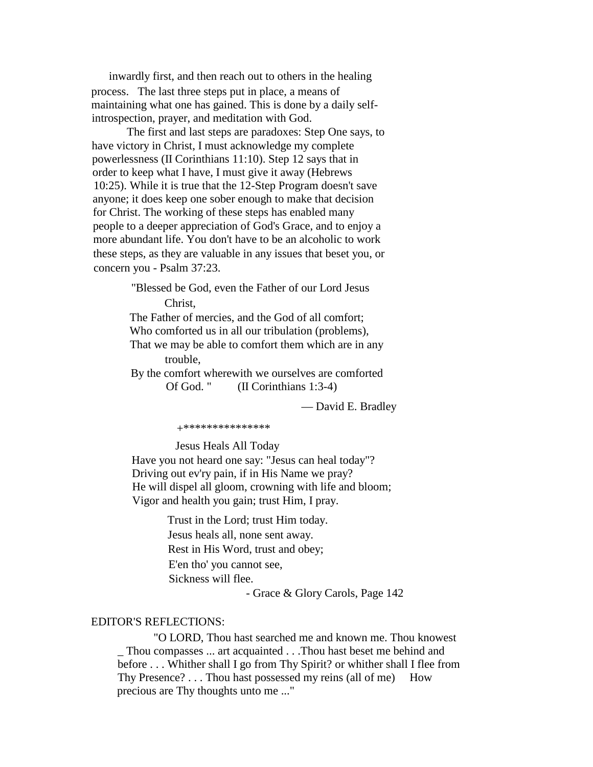inwardly first, and then reach out to others in the healing process. The last three steps put in place, a means of maintaining what one has gained. This is done by a daily self-introspection, prayer, and meditation with God.

The first and last steps are paradoxes: Step One says, to have victory in Christ, I must acknowledge my complete powerlessness (II Corinthians 11:10). Step 12 says that in order to keep what I have, I must give it away (Hebrews 10:25). While it is true that the 12-Step Program doesn't save anyone; it does keep one sober enough to make that decision for Christ. The working of these steps has enabled many people to a deeper appreciation of God's Grace, and to enjoy a more abundant life. You don't have to be an alcoholic to work these steps, as they are valuable in any issues that beset you, or concern you - Psalm 37:23.

> "Blessed be God, even the Father of our Lord Jesus Christ,
> The Father of mercies, and the God of all comfort;
> Who comforted us in all our tribulation (problems),
> That we may be able to comfort them which are in any trouble,
> By the comfort wherewith we ourselves are comforted Of God. " (II Corinthians 1:3-4)

— David E. Bradley

+***************

Jesus Heals All Today

Have you not heard one say: "Jesus can heal today"?
Driving out ev'ry pain, if in His Name we pray?
He will dispel all gloom, crowning with life and bloom;
Vigor and health you gain; trust Him, I pray.

Trust in the Lord; trust Him today.
Jesus heals all, none sent away.
Rest in His Word, trust and obey;
E'en tho' you cannot see,
Sickness will flee.

- Grace & Glory Carols, Page 142

EDITOR'S REFLECTIONS:

"O LORD, Thou hast searched me and known me. Thou knowest _ Thou compasses ... art acquainted . . .Thou hast beset me behind and before . . . Whither shall I go from Thy Spirit? or whither shall I flee from Thy Presence? . . . Thou hast possessed my reins (all of me) How precious are Thy thoughts unto me ..."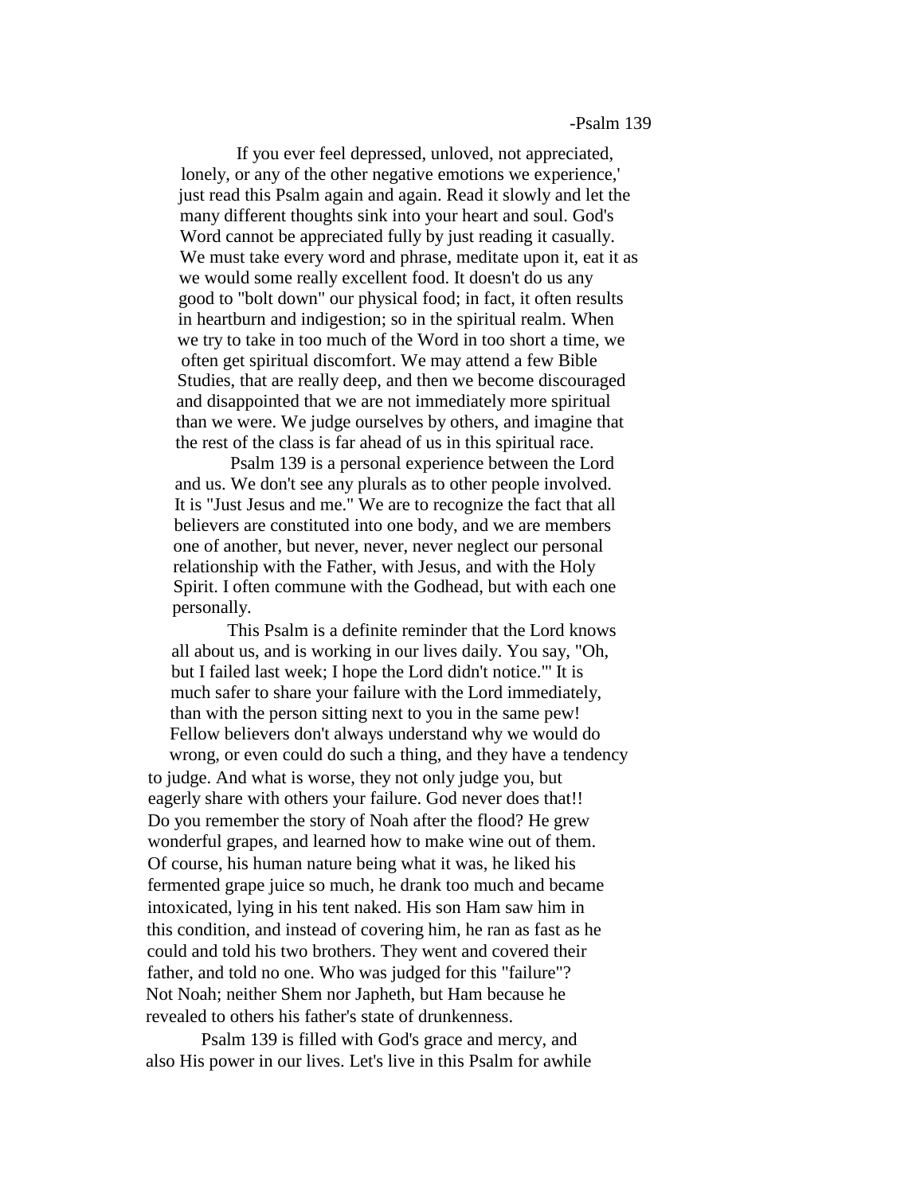-Psalm 139

If you ever feel depressed, unloved, not appreciated, lonely, or any of the other negative emotions we experience,' just read this Psalm again and again. Read it slowly and let the many different thoughts sink into your heart and soul. God's Word cannot be appreciated fully by just reading it casually. We must take every word and phrase, meditate upon it, eat it as we would some really excellent food. It doesn't do us any good to "bolt down" our physical food; in fact, it often results in heartburn and indigestion; so in the spiritual realm. When we try to take in too much of the Word in too short a time, we often get spiritual discomfort. We may attend a few Bible Studies, that are really deep, and then we become discouraged and disappointed that we are not immediately more spiritual than we were. We judge ourselves by others, and imagine that the rest of the class is far ahead of us in this spiritual race.

Psalm 139 is a personal experience between the Lord and us. We don't see any plurals as to other people involved. It is "Just Jesus and me." We are to recognize the fact that all believers are constituted into one body, and we are members one of another, but never, never, never neglect our personal relationship with the Father, with Jesus, and with the Holy Spirit. I often commune with the Godhead, but with each one personally.

This Psalm is a definite reminder that the Lord knows all about us, and is working in our lives daily. You say, "Oh, but I failed last week; I hope the Lord didn't notice."' It is much safer to share your failure with the Lord immediately, than with the person sitting next to you in the same pew! Fellow believers don't always understand why we would do wrong, or even could do such a thing, and they have a tendency to judge. And what is worse, they not only judge you, but eagerly share with others your failure. God never does that!! Do you remember the story of Noah after the flood? He grew wonderful grapes, and learned how to make wine out of them. Of course, his human nature being what it was, he liked his fermented grape juice so much, he drank too much and became intoxicated, lying in his tent naked. His son Ham saw him in this condition, and instead of covering him, he ran as fast as he could and told his two brothers. They went and covered their father, and told no one. Who was judged for this "failure"? Not Noah; neither Shem nor Japheth, but Ham because he revealed to others his father's state of drunkenness.

Psalm 139 is filled with God's grace and mercy, and also His power in our lives. Let's live in this Psalm for awhile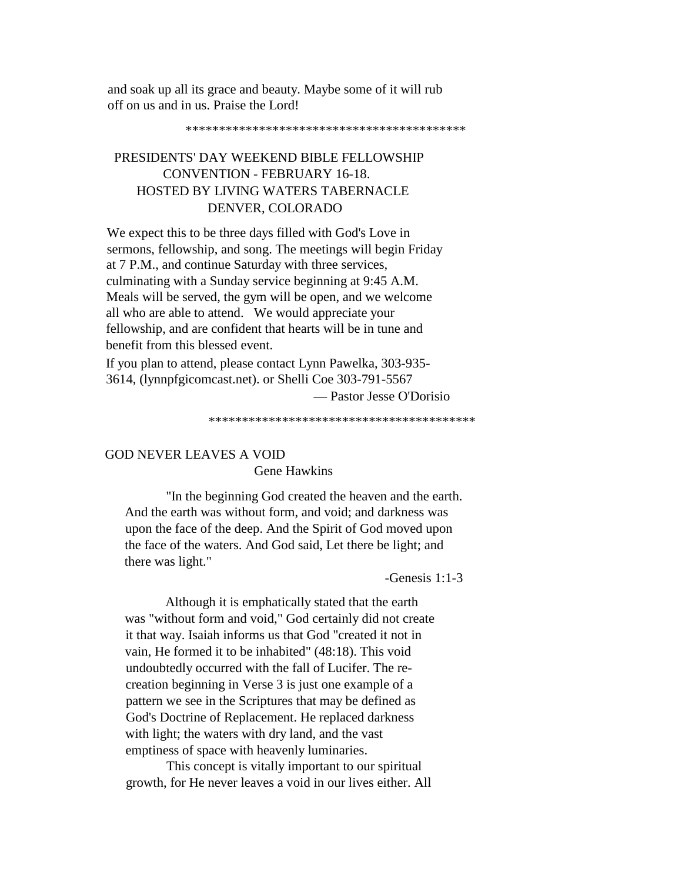and soak up all its grace and beauty. Maybe some of it will rub off on us and in us. Praise the Lord!

*******************************************

## PRESIDENTS' DAY WEEKEND BIBLE FELLOWSHIP CONVENTION - FEBRUARY 16-18. HOSTED BY LIVING WATERS TABERNACLE DENVER, COLORADO

We expect this to be three days filled with God's Love in sermons, fellowship, and song. The meetings will begin Friday at 7 P.M., and continue Saturday with three services, culminating with a Sunday service beginning at 9:45 A.M. Meals will be served, the gym will be open, and we welcome all who are able to attend. We would appreciate your fellowship, and are confident that hearts will be in tune and benefit from this blessed event.

If you plan to attend, please contact Lynn Pawelka, 303-935-3614, (lynnpfgicomcast.net). or Shelli Coe 303-791-5567

— Pastor Jesse O'Dorisio

*****************************************

## GOD NEVER LEAVES A VOID

Gene Hawkins

"In the beginning God created the heaven and the earth. And the earth was without form, and void; and darkness was upon the face of the deep. And the Spirit of God moved upon the face of the waters. And God said, Let there be light; and there was light."

-Genesis 1:1-3

Although it is emphatically stated that the earth was "without form and void," God certainly did not create it that way. Isaiah informs us that God "created it not in vain, He formed it to be inhabited" (48:18). This void undoubtedly occurred with the fall of Lucifer. The re-creation beginning in Verse 3 is just one example of a pattern we see in the Scriptures that may be defined as God's Doctrine of Replacement. He replaced darkness with light; the waters with dry land, and the vast emptiness of space with heavenly luminaries.

This concept is vitally important to our spiritual growth, for He never leaves a void in our lives either. All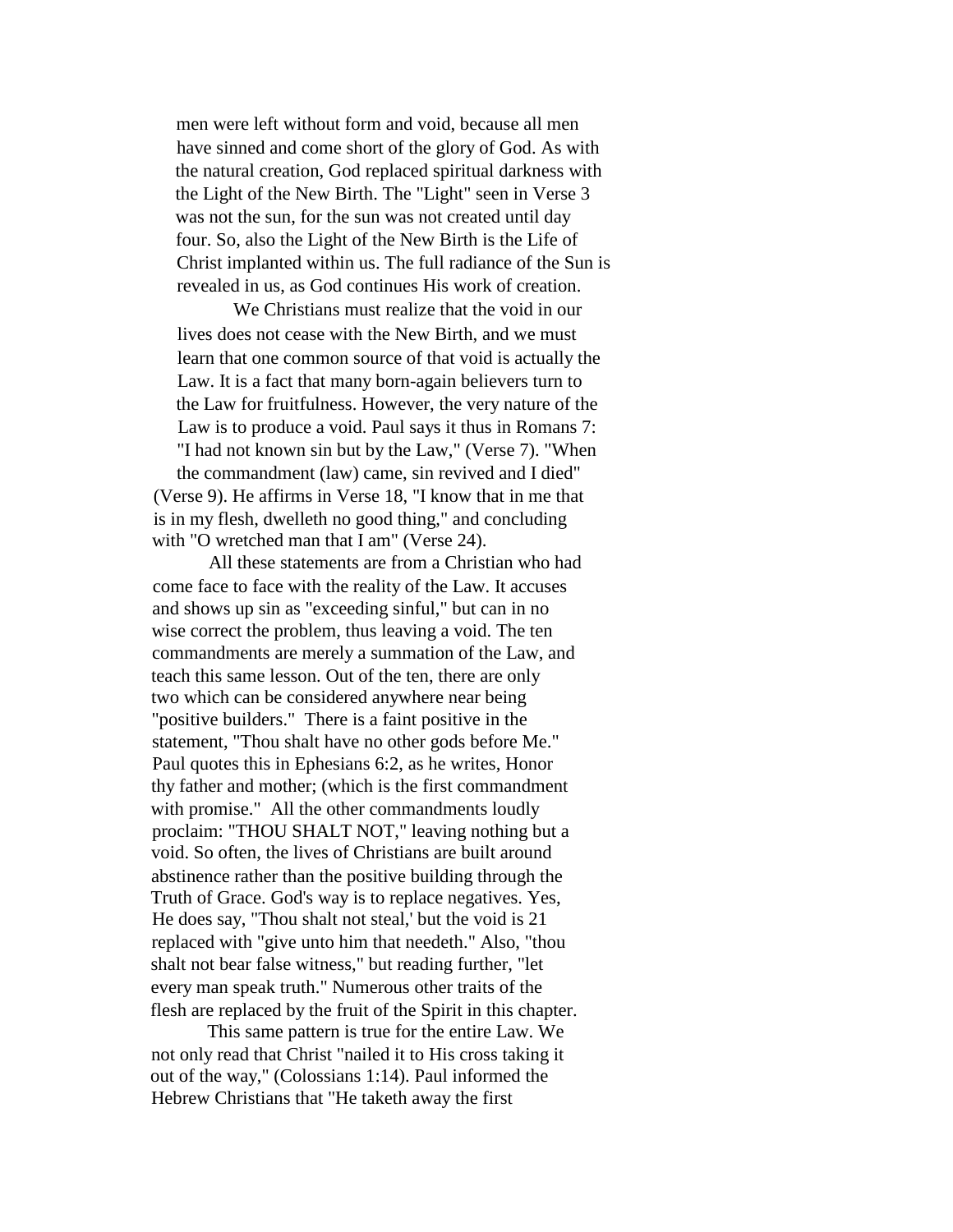men were left without form and void, because all men have sinned and come short of the glory of God. As with the natural creation, God replaced spiritual darkness with the Light of the New Birth. The "Light" seen in Verse 3 was not the sun, for the sun was not created until day four. So, also the Light of the New Birth is the Life of Christ implanted within us. The full radiance of the Sun is revealed in us, as God continues His work of creation.

We Christians must realize that the void in our lives does not cease with the New Birth, and we must learn that one common source of that void is actually the Law. It is a fact that many born-again believers turn to the Law for fruitfulness. However, the very nature of the Law is to produce a void. Paul says it thus in Romans 7: "I had not known sin but by the Law," (Verse 7). "When the commandment (law) came, sin revived and I died" (Verse 9). He affirms in Verse 18, "I know that in me that is in my flesh, dwelleth no good thing," and concluding with "O wretched man that I am" (Verse 24).

All these statements are from a Christian who had come face to face with the reality of the Law. It accuses and shows up sin as "exceeding sinful," but can in no wise correct the problem, thus leaving a void. The ten commandments are merely a summation of the Law, and teach this same lesson. Out of the ten, there are only two which can be considered anywhere near being "positive builders." There is a faint positive in the statement, "Thou shalt have no other gods before Me." Paul quotes this in Ephesians 6:2, as he writes, Honor thy father and mother; (which is the first commandment with promise." All the other commandments loudly proclaim: "THOU SHALT NOT," leaving nothing but a void. So often, the lives of Christians are built around abstinence rather than the positive building through the Truth of Grace. God's way is to replace negatives. Yes, He does say, "Thou shalt not steal,' but the void is 21 replaced with "give unto him that needeth." Also, "thou shalt not bear false witness," but reading further, "let every man speak truth." Numerous other traits of the flesh are replaced by the fruit of the Spirit in this chapter.

This same pattern is true for the entire Law. We not only read that Christ "nailed it to His cross taking it out of the way," (Colossians 1:14). Paul informed the Hebrew Christians that "He taketh away the first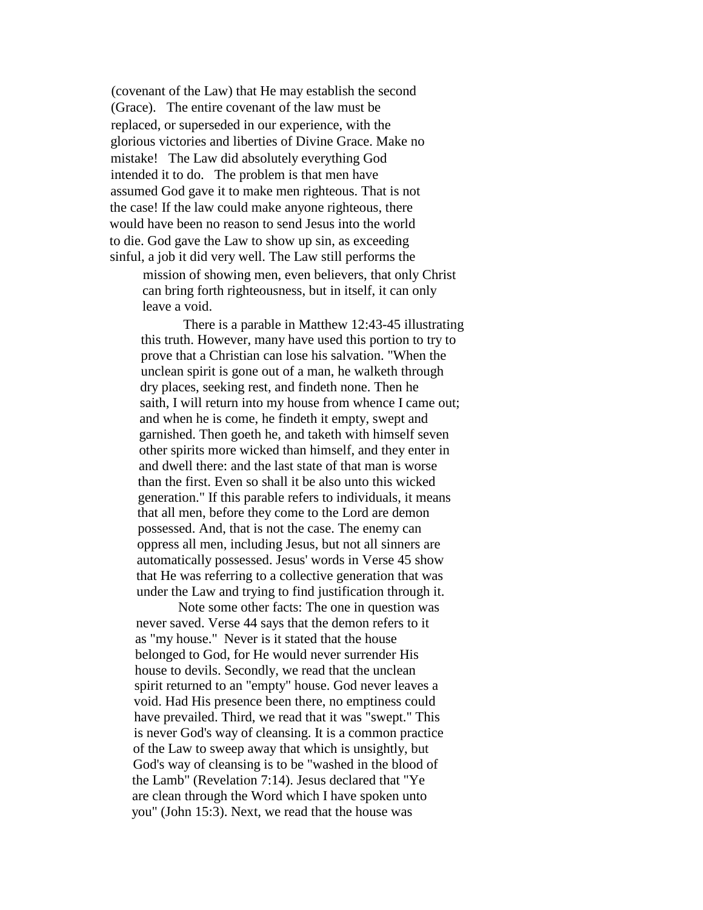(covenant of the Law) that He may establish the second (Grace). The entire covenant of the law must be replaced, or superseded in our experience, with the glorious victories and liberties of Divine Grace. Make no mistake! The Law did absolutely everything God intended it to do. The problem is that men have assumed God gave it to make men righteous. That is not the case! If the law could make anyone righteous, there would have been no reason to send Jesus into the world to die. God gave the Law to show up sin, as exceeding sinful, a job it did very well. The Law still performs the mission of showing men, even believers, that only Christ can bring forth righteousness, but in itself, it can only leave a void.

There is a parable in Matthew 12:43-45 illustrating this truth. However, many have used this portion to try to prove that a Christian can lose his salvation. "When the unclean spirit is gone out of a man, he walketh through dry places, seeking rest, and findeth none. Then he saith, I will return into my house from whence I came out; and when he is come, he findeth it empty, swept and garnished. Then goeth he, and taketh with himself seven other spirits more wicked than himself, and they enter in and dwell there: and the last state of that man is worse than the first. Even so shall it be also unto this wicked generation." If this parable refers to individuals, it means that all men, before they come to the Lord are demon possessed. And, that is not the case. The enemy can oppress all men, including Jesus, but not all sinners are automatically possessed. Jesus' words in Verse 45 show that He was referring to a collective generation that was under the Law and trying to find justification through it.

Note some other facts: The one in question was never saved. Verse 44 says that the demon refers to it as "my house." Never is it stated that the house belonged to God, for He would never surrender His house to devils. Secondly, we read that the unclean spirit returned to an "empty" house. God never leaves a void. Had His presence been there, no emptiness could have prevailed. Third, we read that it was "swept." This is never God's way of cleansing. It is a common practice of the Law to sweep away that which is unsightly, but God's way of cleansing is to be "washed in the blood of the Lamb" (Revelation 7:14). Jesus declared that "Ye are clean through the Word which I have spoken unto you" (John 15:3). Next, we read that the house was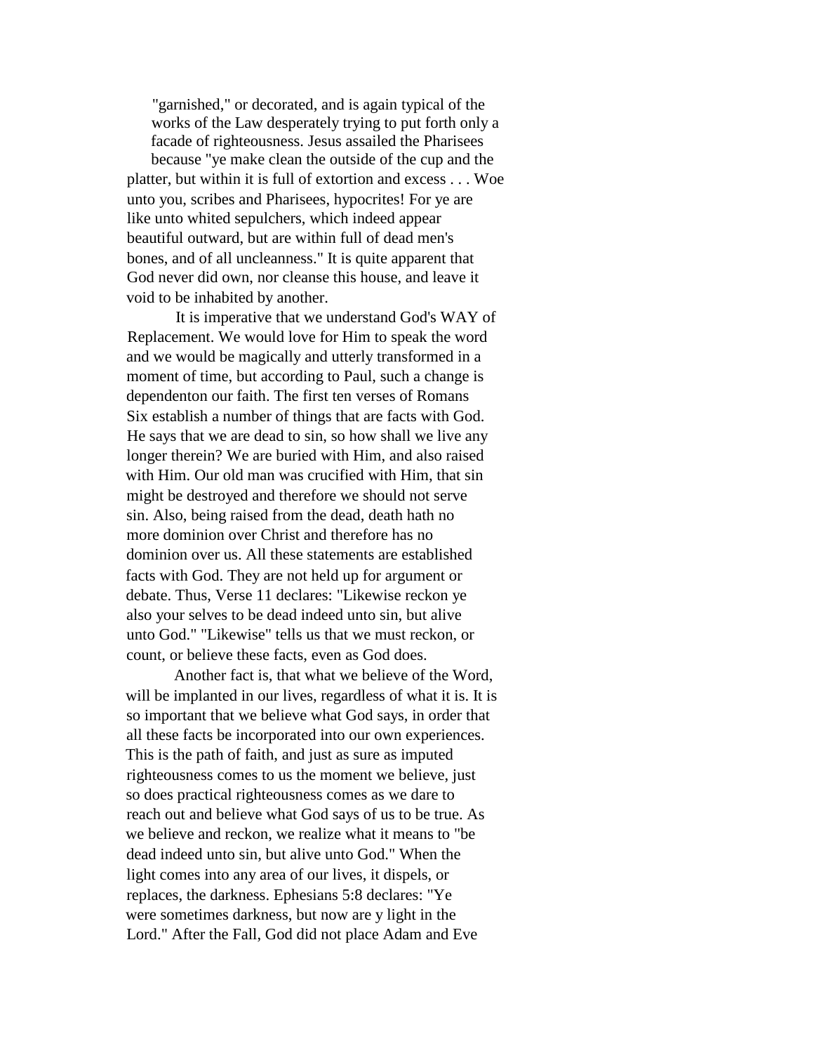"garnished," or decorated, and is again typical of the works of the Law desperately trying to put forth only a facade of righteousness. Jesus assailed the Pharisees because "ye make clean the outside of the cup and the platter, but within it is full of extortion and excess . . . Woe unto you, scribes and Pharisees, hypocrites! For ye are like unto whited sepulchers, which indeed appear beautiful outward, but are within full of dead men's bones, and of all uncleanness." It is quite apparent that God never did own, nor cleanse this house, and leave it void to be inhabited by another.

It is imperative that we understand God's WAY of Replacement. We would love for Him to speak the word and we would be magically and utterly transformed in a moment of time, but according to Paul, such a change is dependenton our faith. The first ten verses of Romans Six establish a number of things that are facts with God. He says that we are dead to sin, so how shall we live any longer therein? We are buried with Him, and also raised with Him. Our old man was crucified with Him, that sin might be destroyed and therefore we should not serve sin. Also, being raised from the dead, death hath no more dominion over Christ and therefore has no dominion over us. All these statements are established facts with God. They are not held up for argument or debate. Thus, Verse 11 declares: "Likewise reckon ye also your selves to be dead indeed unto sin, but alive unto God." "Likewise" tells us that we must reckon, or count, or believe these facts, even as God does.

Another fact is, that what we believe of the Word, will be implanted in our lives, regardless of what it is. It is so important that we believe what God says, in order that all these facts be incorporated into our own experiences. This is the path of faith, and just as sure as imputed righteousness comes to us the moment we believe, just so does practical righteousness comes as we dare to reach out and believe what God says of us to be true. As we believe and reckon, we realize what it means to "be dead indeed unto sin, but alive unto God." When the light comes into any area of our lives, it dispels, or replaces, the darkness. Ephesians 5:8 declares: "Ye were sometimes darkness, but now are y light in the Lord." After the Fall, God did not place Adam and Eve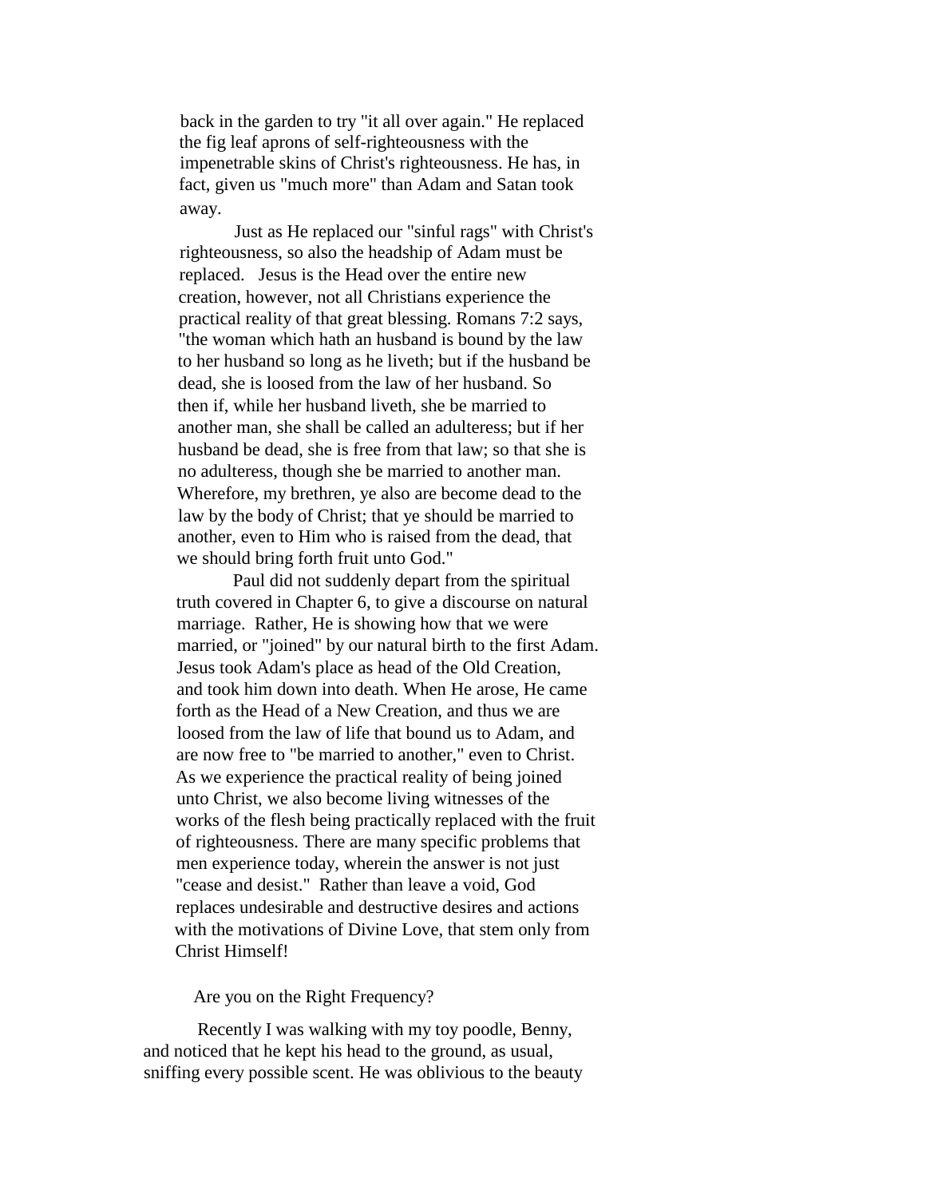back in the garden to try "it all over again." He replaced the fig leaf aprons of self-righteousness with the impenetrable skins of Christ's righteousness. He has, in fact, given us "much more" than Adam and Satan took away.

Just as He replaced our "sinful rags" with Christ's righteousness, so also the headship of Adam must be replaced. Jesus is the Head over the entire new creation, however, not all Christians experience the practical reality of that great blessing. Romans 7:2 says, "the woman which hath an husband is bound by the law to her husband so long as he liveth; but if the husband be dead, she is loosed from the law of her husband. So then if, while her husband liveth, she be married to another man, she shall be called an adulteress; but if her husband be dead, she is free from that law; so that she is no adulteress, though she be married to another man. Wherefore, my brethren, ye also are become dead to the law by the body of Christ; that ye should be married to another, even to Him who is raised from the dead, that we should bring forth fruit unto God."

Paul did not suddenly depart from the spiritual truth covered in Chapter 6, to give a discourse on natural marriage. Rather, He is showing how that we were married, or "joined" by our natural birth to the first Adam. Jesus took Adam's place as head of the Old Creation, and took him down into death. When He arose, He came forth as the Head of a New Creation, and thus we are loosed from the law of life that bound us to Adam, and are now free to "be married to another," even to Christ. As we experience the practical reality of being joined unto Christ, we also become living witnesses of the works of the flesh being practically replaced with the fruit of righteousness. There are many specific problems that men experience today, wherein the answer is not just "cease and desist." Rather than leave a void, God replaces undesirable and destructive desires and actions with the motivations of Divine Love, that stem only from Christ Himself!

## Are you on the Right Frequency?

Recently I was walking with my toy poodle, Benny, and noticed that he kept his head to the ground, as usual, sniffing every possible scent. He was oblivious to the beauty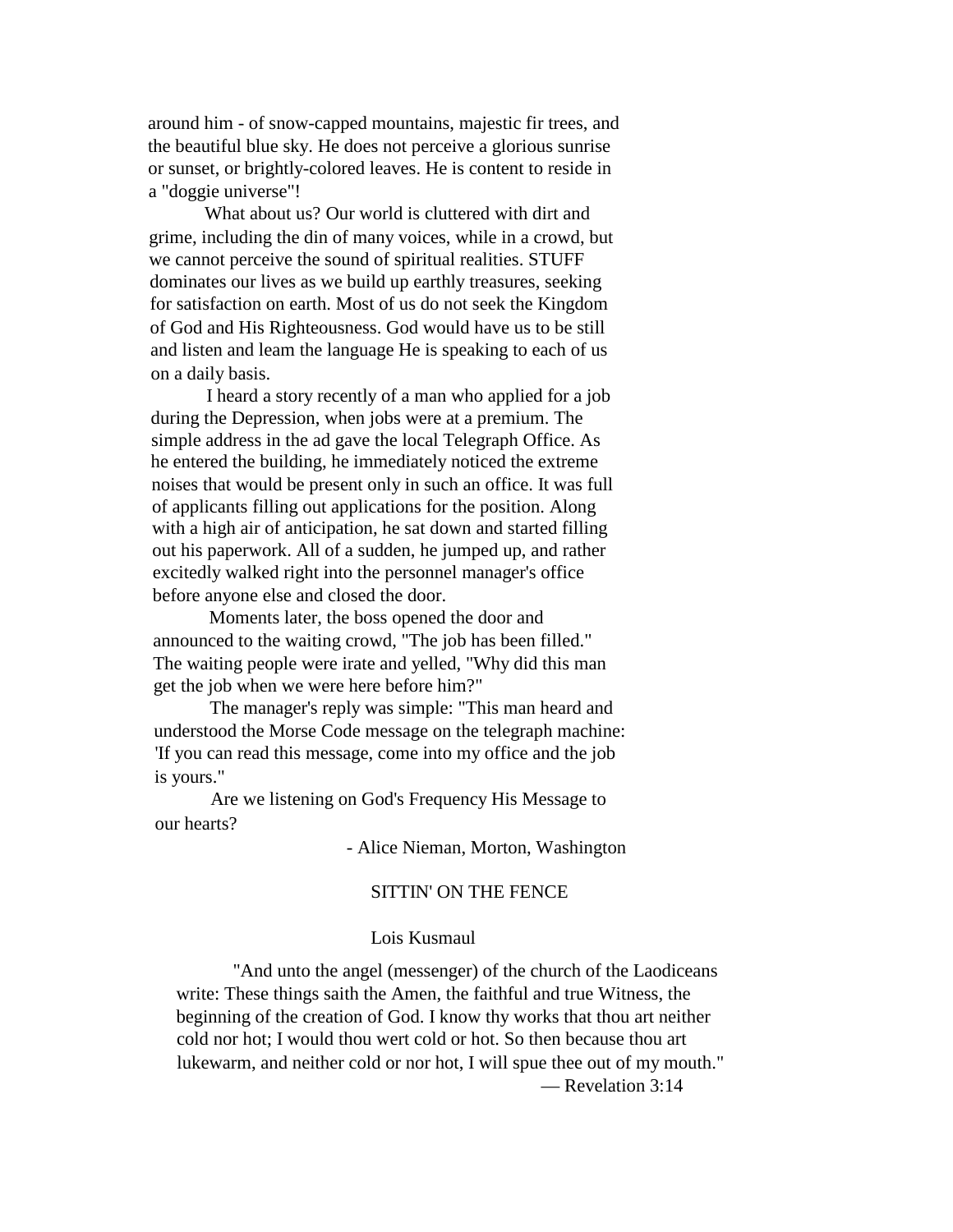around him - of snow-capped mountains, majestic fir trees, and the beautiful blue sky. He does not perceive a glorious sunrise or sunset, or brightly-colored leaves. He is content to reside in a "doggie universe"!

What about us? Our world is cluttered with dirt and grime, including the din of many voices, while in a crowd, but we cannot perceive the sound of spiritual realities. STUFF dominates our lives as we build up earthly treasures, seeking for satisfaction on earth. Most of us do not seek the Kingdom of God and His Righteousness. God would have us to be still and listen and leam the language He is speaking to each of us on a daily basis.

I heard a story recently of a man who applied for a job during the Depression, when jobs were at a premium. The simple address in the ad gave the local Telegraph Office. As he entered the building, he immediately noticed the extreme noises that would be present only in such an office. It was full of applicants filling out applications for the position. Along with a high air of anticipation, he sat down and started filling out his paperwork. All of a sudden, he jumped up, and rather excitedly walked right into the personnel manager's office before anyone else and closed the door.

Moments later, the boss opened the door and announced to the waiting crowd, "The job has been filled." The waiting people were irate and yelled, "Why did this man get the job when we were here before him?"

The manager's reply was simple: "This man heard and understood the Morse Code message on the telegraph machine: 'If you can read this message, come into my office and the job is yours."

Are we listening on God's Frequency His Message to our hearts?

- Alice Nieman, Morton, Washington

## SITTIN' ON THE FENCE

Lois Kusmaul

"And unto the angel (messenger) of the church of the Laodiceans write: These things saith the Amen, the faithful and true Witness, the beginning of the creation of God. I know thy works that thou art neither cold nor hot; I would thou wert cold or hot. So then because thou art lukewarm, and neither cold or nor hot, I will spue thee out of my mouth."

— Revelation 3:14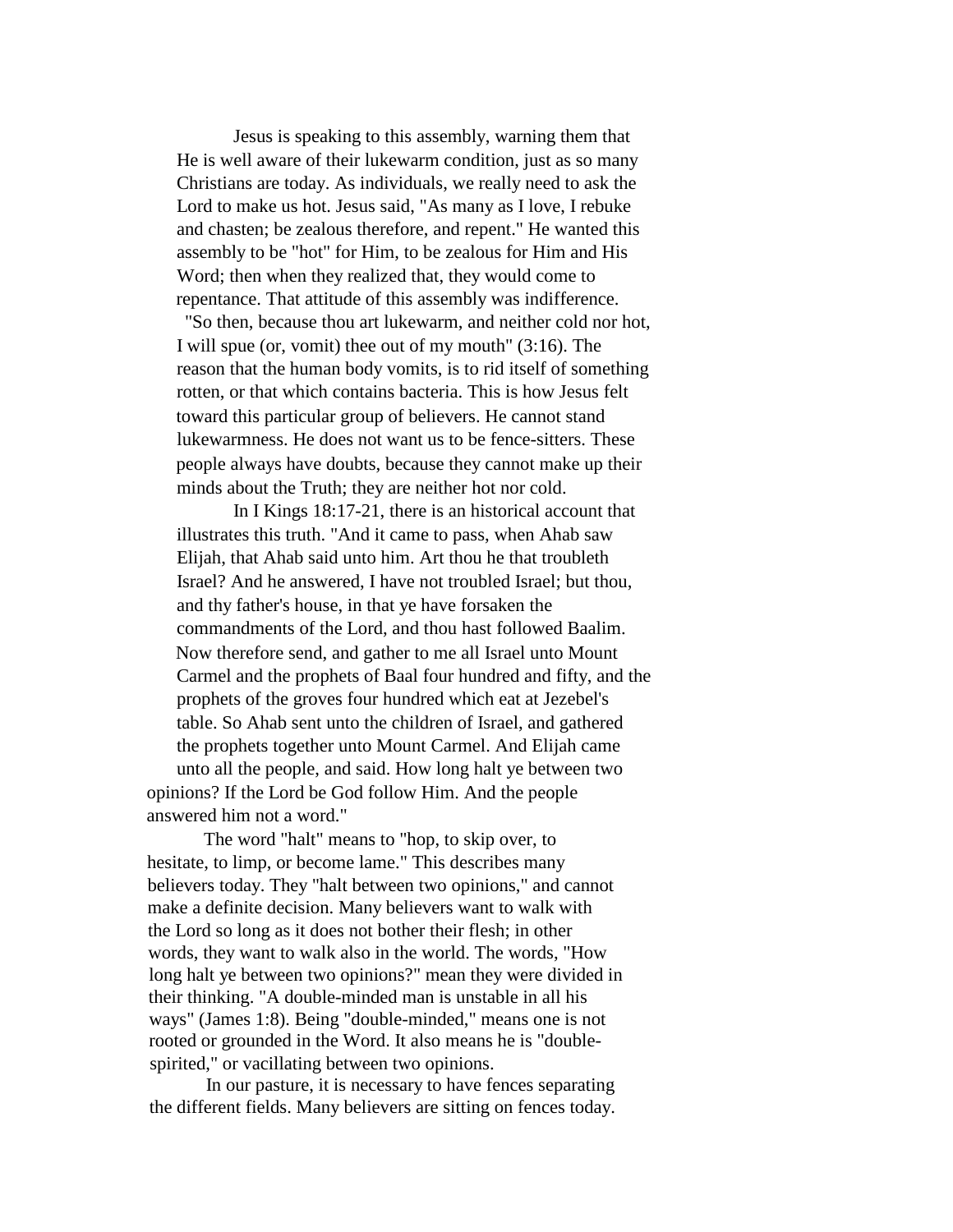Jesus is speaking to this assembly, warning them that He is well aware of their lukewarm condition, just as so many Christians are today. As individuals, we really need to ask the Lord to make us hot. Jesus said, "As many as I love, I rebuke and chasten; be zealous therefore, and repent." He wanted this assembly to be "hot" for Him, to be zealous for Him and His Word; then when they realized that, they would come to repentance. That attitude of this assembly was indifference.

"So then, because thou art lukewarm, and neither cold nor hot, I will spue (or, vomit) thee out of my mouth" (3:16). The reason that the human body vomits, is to rid itself of something rotten, or that which contains bacteria. This is how Jesus felt toward this particular group of believers. He cannot stand lukewarmness. He does not want us to be fence-sitters. These people always have doubts, because they cannot make up their minds about the Truth; they are neither hot nor cold.

In I Kings 18:17-21, there is an historical account that illustrates this truth. "And it came to pass, when Ahab saw Elijah, that Ahab said unto him. Art thou he that troubleth Israel? And he answered, I have not troubled Israel; but thou, and thy father's house, in that ye have forsaken the commandments of the Lord, and thou hast followed Baalim. Now therefore send, and gather to me all Israel unto Mount Carmel and the prophets of Baal four hundred and fifty, and the prophets of the groves four hundred which eat at Jezebel's table. So Ahab sent unto the children of Israel, and gathered the prophets together unto Mount Carmel. And Elijah came unto all the people, and said. How long halt ye between two opinions? If the Lord be God follow Him. And the people answered him not a word."

The word "halt" means to "hop, to skip over, to hesitate, to limp, or become lame." This describes many believers today. They "halt between two opinions," and cannot make a definite decision. Many believers want to walk with the Lord so long as it does not bother their flesh; in other words, they want to walk also in the world. The words, "How long halt ye between two opinions?" mean they were divided in their thinking. "A double-minded man is unstable in all his ways" (James 1:8). Being "double-minded," means one is not rooted or grounded in the Word. It also means he is "double-spirited," or vacillating between two opinions.

In our pasture, it is necessary to have fences separating the different fields. Many believers are sitting on fences today.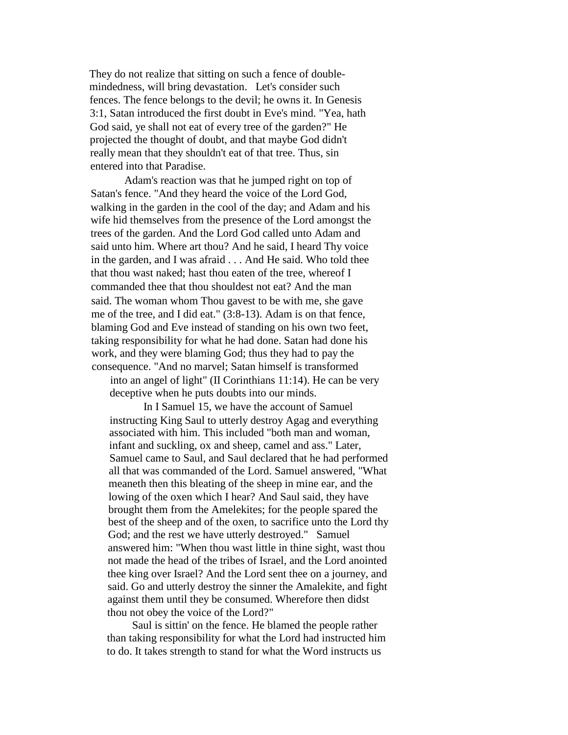They do not realize that sitting on such a fence of double-mindedness, will bring devastation. Let's consider such fences. The fence belongs to the devil; he owns it. In Genesis 3:1, Satan introduced the first doubt in Eve's mind. "Yea, hath God said, ye shall not eat of every tree of the garden?" He projected the thought of doubt, and that maybe God didn't really mean that they shouldn't eat of that tree. Thus, sin entered into that Paradise.

Adam's reaction was that he jumped right on top of Satan's fence. "And they heard the voice of the Lord God, walking in the garden in the cool of the day; and Adam and his wife hid themselves from the presence of the Lord amongst the trees of the garden. And the Lord God called unto Adam and said unto him. Where art thou? And he said, I heard Thy voice in the garden, and I was afraid . . . And He said. Who told thee that thou wast naked; hast thou eaten of the tree, whereof I commanded thee that thou shouldest not eat? And the man said. The woman whom Thou gavest to be with me, she gave me of the tree, and I did eat." (3:8-13). Adam is on that fence, blaming God and Eve instead of standing on his own two feet, taking responsibility for what he had done. Satan had done his work, and they were blaming God; thus they had to pay the consequence. "And no marvel; Satan himself is transformed into an angel of light" (II Corinthians 11:14). He can be very deceptive when he puts doubts into our minds.

In I Samuel 15, we have the account of Samuel instructing King Saul to utterly destroy Agag and everything associated with him. This included "both man and woman, infant and suckling, ox and sheep, camel and ass." Later, Samuel came to Saul, and Saul declared that he had performed all that was commanded of the Lord. Samuel answered, "What meaneth then this bleating of the sheep in mine ear, and the lowing of the oxen which I hear? And Saul said, they have brought them from the Amelekites; for the people spared the best of the sheep and of the oxen, to sacrifice unto the Lord thy God; and the rest we have utterly destroyed." Samuel answered him: "When thou wast little in thine sight, wast thou not made the head of the tribes of Israel, and the Lord anointed thee king over Israel? And the Lord sent thee on a journey, and said. Go and utterly destroy the sinner the Amalekite, and fight against them until they be consumed. Wherefore then didst thou not obey the voice of the Lord?"

Saul is sittin' on the fence. He blamed the people rather than taking responsibility for what the Lord had instructed him to do. It takes strength to stand for what the Word instructs us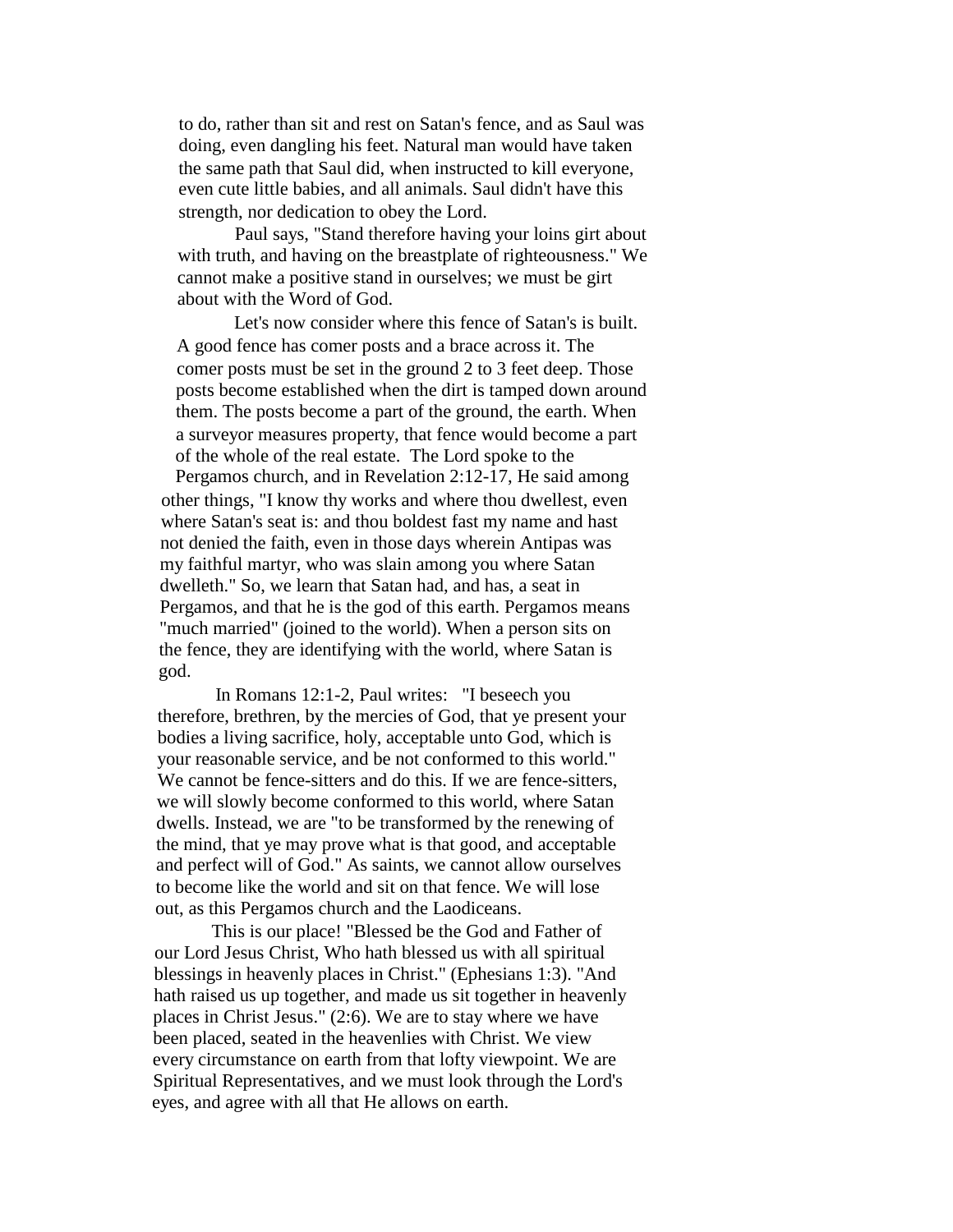to do, rather than sit and rest on Satan's fence, and as Saul was doing, even dangling his feet. Natural man would have taken the same path that Saul did, when instructed to kill everyone, even cute little babies, and all animals. Saul didn't have this strength, nor dedication to obey the Lord.

Paul says, "Stand therefore having your loins girt about with truth, and having on the breastplate of righteousness." We cannot make a positive stand in ourselves; we must be girt about with the Word of God.

Let's now consider where this fence of Satan's is built. A good fence has comer posts and a brace across it. The comer posts must be set in the ground 2 to 3 feet deep. Those posts become established when the dirt is tamped down around them. The posts become a part of the ground, the earth. When a surveyor measures property, that fence would become a part of the whole of the real estate. The Lord spoke to the Pergamos church, and in Revelation 2:12-17, He said among other things, "I know thy works and where thou dwellest, even where Satan's seat is: and thou boldest fast my name and hast not denied the faith, even in those days wherein Antipas was my faithful martyr, who was slain among you where Satan dwelleth." So, we learn that Satan had, and has, a seat in Pergamos, and that he is the god of this earth. Pergamos means "much married" (joined to the world). When a person sits on the fence, they are identifying with the world, where Satan is god.

In Romans 12:1-2, Paul writes: "I beseech you therefore, brethren, by the mercies of God, that ye present your bodies a living sacrifice, holy, acceptable unto God, which is your reasonable service, and be not conformed to this world." We cannot be fence-sitters and do this. If we are fence-sitters, we will slowly become conformed to this world, where Satan dwells. Instead, we are "to be transformed by the renewing of the mind, that ye may prove what is that good, and acceptable and perfect will of God." As saints, we cannot allow ourselves to become like the world and sit on that fence. We will lose out, as this Pergamos church and the Laodiceans.

This is our place! "Blessed be the God and Father of our Lord Jesus Christ, Who hath blessed us with all spiritual blessings in heavenly places in Christ." (Ephesians 1:3). "And hath raised us up together, and made us sit together in heavenly places in Christ Jesus." (2:6). We are to stay where we have been placed, seated in the heavenlies with Christ. We view every circumstance on earth from that lofty viewpoint. We are Spiritual Representatives, and we must look through the Lord's eyes, and agree with all that He allows on earth.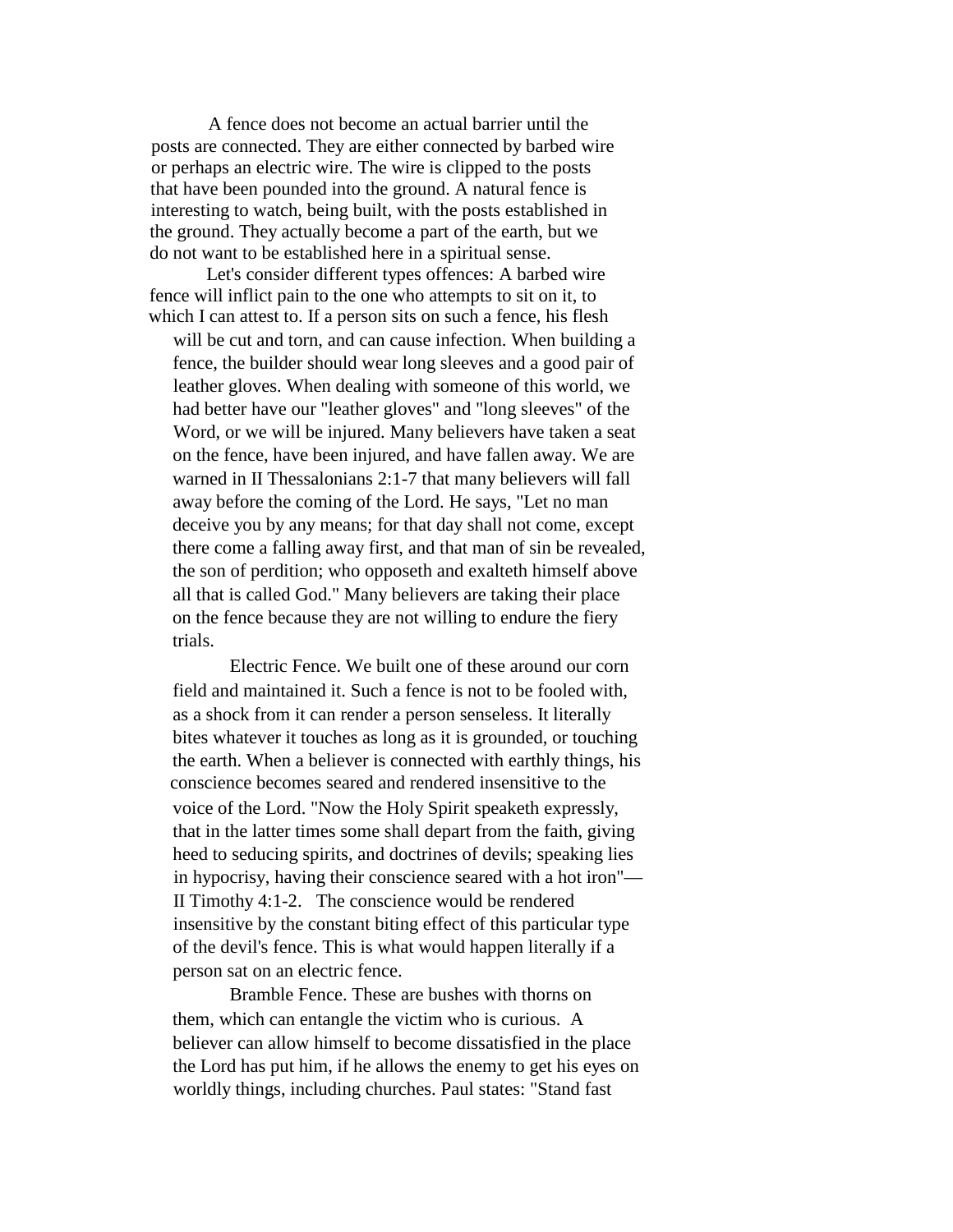A fence does not become an actual barrier until the posts are connected. They are either connected by barbed wire or perhaps an electric wire. The wire is clipped to the posts that have been pounded into the ground. A natural fence is interesting to watch, being built, with the posts established in the ground. They actually become a part of the earth, but we do not want to be established here in a spiritual sense.

Let's consider different types offences: A barbed wire fence will inflict pain to the one who attempts to sit on it, to which I can attest to. If a person sits on such a fence, his flesh will be cut and torn, and can cause infection. When building a fence, the builder should wear long sleeves and a good pair of leather gloves. When dealing with someone of this world, we had better have our "leather gloves" and "long sleeves" of the Word, or we will be injured. Many believers have taken a seat on the fence, have been injured, and have fallen away. We are warned in II Thessalonians 2:1-7 that many believers will fall away before the coming of the Lord. He says, "Let no man deceive you by any means; for that day shall not come, except there come a falling away first, and that man of sin be revealed, the son of perdition; who opposeth and exalteth himself above all that is called God." Many believers are taking their place on the fence because they are not willing to endure the fiery trials.

Electric Fence. We built one of these around our corn field and maintained it. Such a fence is not to be fooled with, as a shock from it can render a person senseless. It literally bites whatever it touches as long as it is grounded, or touching the earth. When a believer is connected with earthly things, his conscience becomes seared and rendered insensitive to the voice of the Lord. "Now the Holy Spirit speaketh expressly, that in the latter times some shall depart from the faith, giving heed to seducing spirits, and doctrines of devils; speaking lies in hypocrisy, having their conscience seared with a hot iron"— II Timothy 4:1-2. The conscience would be rendered insensitive by the constant biting effect of this particular type of the devil's fence. This is what would happen literally if a person sat on an electric fence.

Bramble Fence. These are bushes with thorns on them, which can entangle the victim who is curious. A believer can allow himself to become dissatisfied in the place the Lord has put him, if he allows the enemy to get his eyes on worldly things, including churches. Paul states: "Stand fast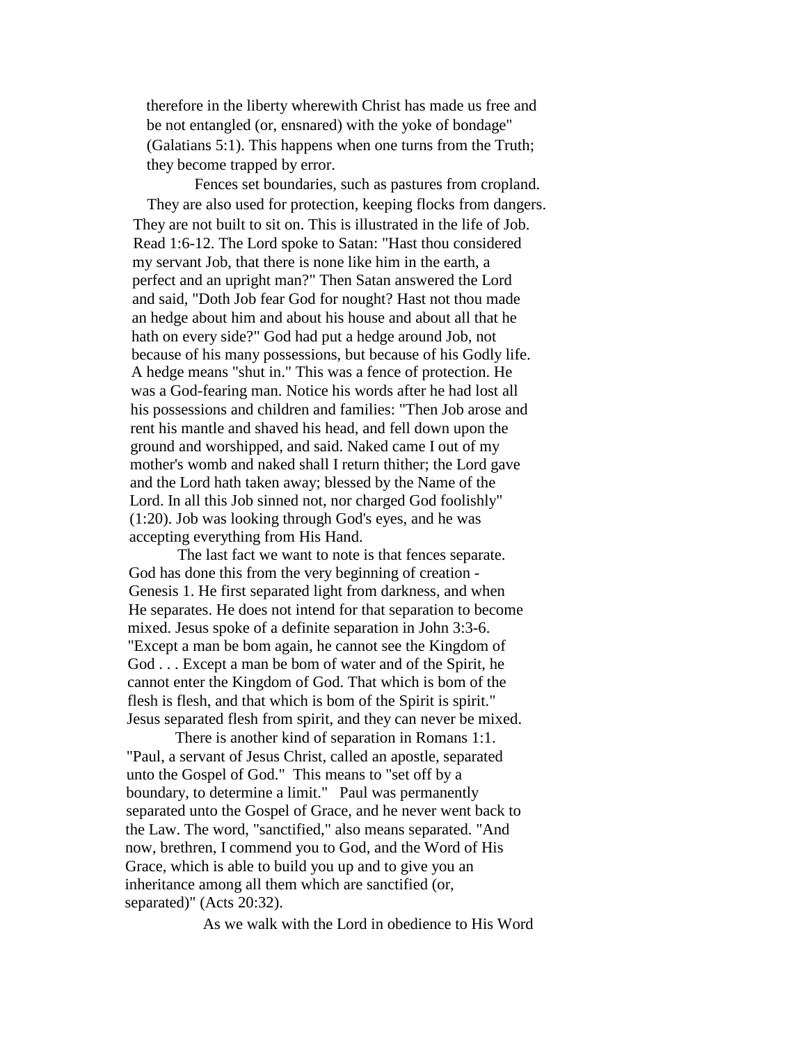therefore in the liberty wherewith Christ has made us free and be not entangled (or, ensnared) with the yoke of bondage" (Galatians 5:1). This happens when one turns from the Truth; they become trapped by error.

Fences set boundaries, such as pastures from cropland. They are also used for protection, keeping flocks from dangers. They are not built to sit on. This is illustrated in the life of Job. Read 1:6-12. The Lord spoke to Satan: "Hast thou considered my servant Job, that there is none like him in the earth, a perfect and an upright man?" Then Satan answered the Lord and said, "Doth Job fear God for nought? Hast not thou made an hedge about him and about his house and about all that he hath on every side?" God had put a hedge around Job, not because of his many possessions, but because of his Godly life. A hedge means "shut in." This was a fence of protection. He was a God-fearing man. Notice his words after he had lost all his possessions and children and families: "Then Job arose and rent his mantle and shaved his head, and fell down upon the ground and worshipped, and said. Naked came I out of my mother's womb and naked shall I return thither; the Lord gave and the Lord hath taken away; blessed by the Name of the Lord. In all this Job sinned not, nor charged God foolishly" (1:20). Job was looking through God's eyes, and he was accepting everything from His Hand.

The last fact we want to note is that fences separate. God has done this from the very beginning of creation - Genesis 1. He first separated light from darkness, and when He separates. He does not intend for that separation to become mixed. Jesus spoke of a definite separation in John 3:3-6. "Except a man be bom again, he cannot see the Kingdom of God . . . Except a man be bom of water and of the Spirit, he cannot enter the Kingdom of God. That which is bom of the flesh is flesh, and that which is bom of the Spirit is spirit." Jesus separated flesh from spirit, and they can never be mixed.

There is another kind of separation in Romans 1:1. "Paul, a servant of Jesus Christ, called an apostle, separated unto the Gospel of God." This means to "set off by a boundary, to determine a limit." Paul was permanently separated unto the Gospel of Grace, and he never went back to the Law. The word, "sanctified," also means separated. "And now, brethren, I commend you to God, and the Word of His Grace, which is able to build you up and to give you an inheritance among all them which are sanctified (or, separated)" (Acts 20:32).

As we walk with the Lord in obedience to His Word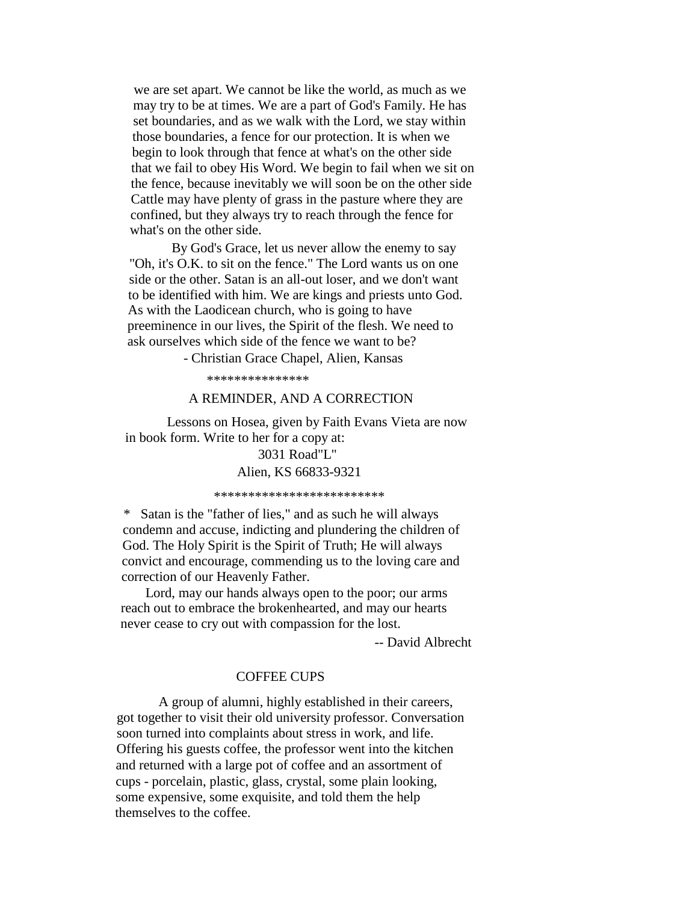we are set apart. We cannot be like the world, as much as we may try to be at times. We are a part of God's Family. He has set boundaries, and as we walk with the Lord, we stay within those boundaries, a fence for our protection. It is when we begin to look through that fence at what's on the other side that we fail to obey His Word. We begin to fail when we sit on the fence, because inevitably we will soon be on the other side Cattle may have plenty of grass in the pasture where they are confined, but they always try to reach through the fence for what's on the other side.

By God's Grace, let us never allow the enemy to say "Oh, it's O.K. to sit on the fence." The Lord wants us on one side or the other. Satan is an all-out loser, and we don't want to be identified with him. We are kings and priests unto God. As with the Laodicean church, who is going to have preeminence in our lives, the Spirit of the flesh. We need to ask ourselves which side of the fence we want to be?

- Christian Grace Chapel, Alien, Kansas

***************

A REMINDER, AND A CORRECTION

Lessons on Hosea, given by Faith Evans Vieta are now in book form. Write to her for a copy at:

3031 Road"L"
Alien, KS 66833-9321

*************************

* Satan is the "father of lies," and as such he will always condemn and accuse, indicting and plundering the children of God. The Holy Spirit is the Spirit of Truth; He will always convict and encourage, commending us to the loving care and correction of our Heavenly Father.

Lord, may our hands always open to the poor; our arms reach out to embrace the brokenhearted, and may our hearts never cease to cry out with compassion for the lost.

-- David Albrecht

COFFEE CUPS

A group of alumni, highly established in their careers, got together to visit their old university professor. Conversation soon turned into complaints about stress in work, and life. Offering his guests coffee, the professor went into the kitchen and returned with a large pot of coffee and an assortment of cups - porcelain, plastic, glass, crystal, some plain looking, some expensive, some exquisite, and told them the help themselves to the coffee.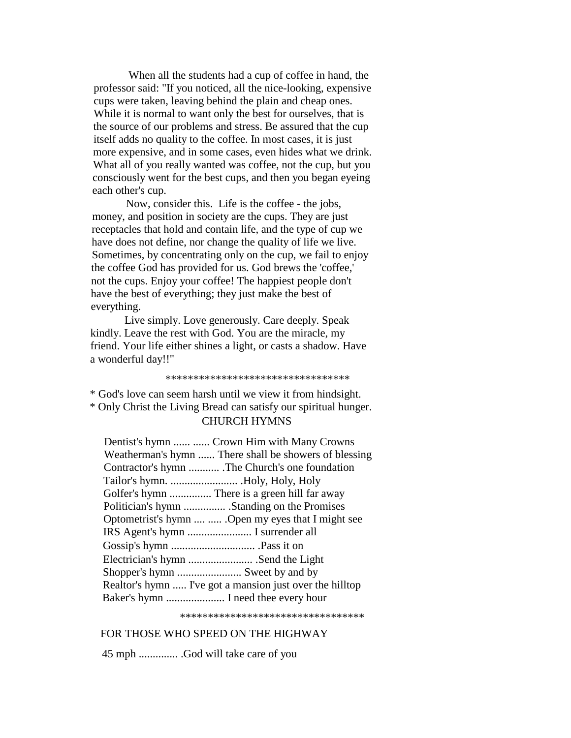When all the students had a cup of coffee in hand, the professor said: "If you noticed, all the nice-looking, expensive cups were taken, leaving behind the plain and cheap ones. While it is normal to want only the best for ourselves, that is the source of our problems and stress. Be assured that the cup itself adds no quality to the coffee. In most cases, it is just more expensive, and in some cases, even hides what we drink. What all of you really wanted was coffee, not the cup, but you consciously went for the best cups, and then you began eyeing each other's cup.

Now, consider this. Life is the coffee - the jobs, money, and position in society are the cups. They are just receptacles that hold and contain life, and the type of cup we have does not define, nor change the quality of life we live. Sometimes, by concentrating only on the cup, we fail to enjoy the coffee God has provided for us. God brews the 'coffee,' not the cups. Enjoy your coffee! The happiest people don't have the best of everything; they just make the best of everything.

Live simply. Love generously. Care deeply. Speak kindly. Leave the rest with God. You are the miracle, my friend. Your life either shines a light, or casts a shadow. Have a wonderful day!!"

**********************************

* God's love can seem harsh until we view it from hindsight.
* Only Christ the Living Bread can satisfy our spiritual hunger.

CHURCH HYMNS

Dentist's hymn ...... ...... Crown Him with Many Crowns
Weatherman's hymn ...... There shall be showers of blessing
Contractor's hymn ........... .The Church's one foundation
Tailor's hymn. ........................ .Holy, Holy, Holy
Golfer's hymn ............... There is a green hill far away
Politician's hymn ............... .Standing on the Promises
Optometrist's hymn .... ..... .Open my eyes that I might see
IRS Agent's hymn ....................... I surrender all
Gossip's hymn .............................. .Pass it on
Electrician's hymn ....................... .Send the Light
Shopper's hymn ....................... Sweet by and by
Realtor's hymn ..... I've got a mansion just over the hilltop
Baker's hymn ..................... I need thee every hour

**********************************

FOR THOSE WHO SPEED ON THE HIGHWAY

45 mph .............. .God will take care of you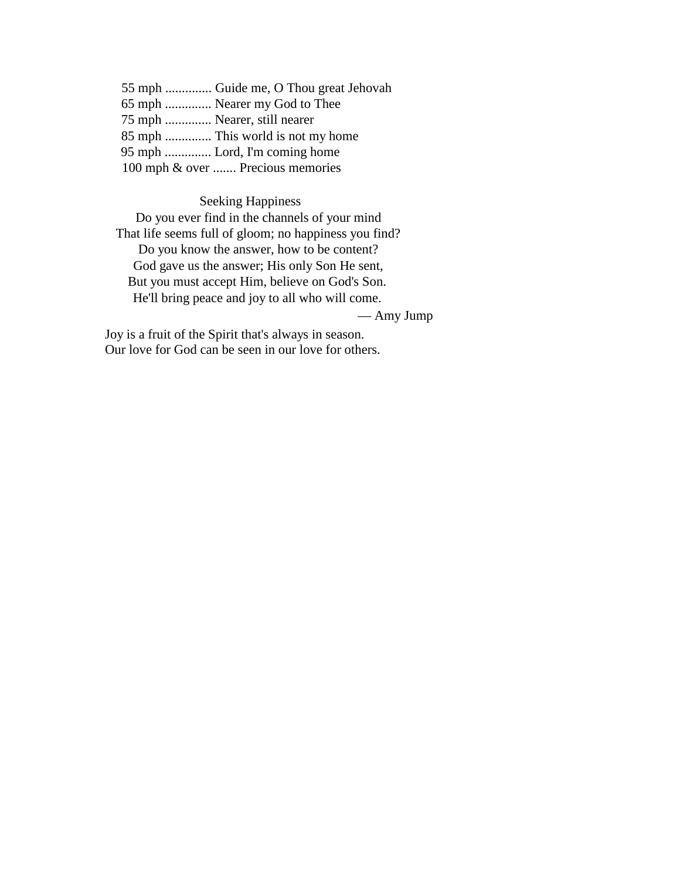55 mph .............. Guide me, O Thou great Jehovah
65 mph .............. Nearer my God to Thee
75 mph .............. Nearer, still nearer
85 mph .............. This world is not my home
95 mph .............. Lord, I'm coming home
100 mph & over ....... Precious memories

Seeking Happiness

Do you ever find in the channels of your mind
That life seems full of gloom; no happiness you find?
Do you know the answer, how to be content?
God gave us the answer; His only Son He sent,
But you must accept Him, believe on God's Son.
He'll bring peace and joy to all who will come.

— Amy Jump

Joy is a fruit of the Spirit that's always in season.
Our love for God can be seen in our love for others.